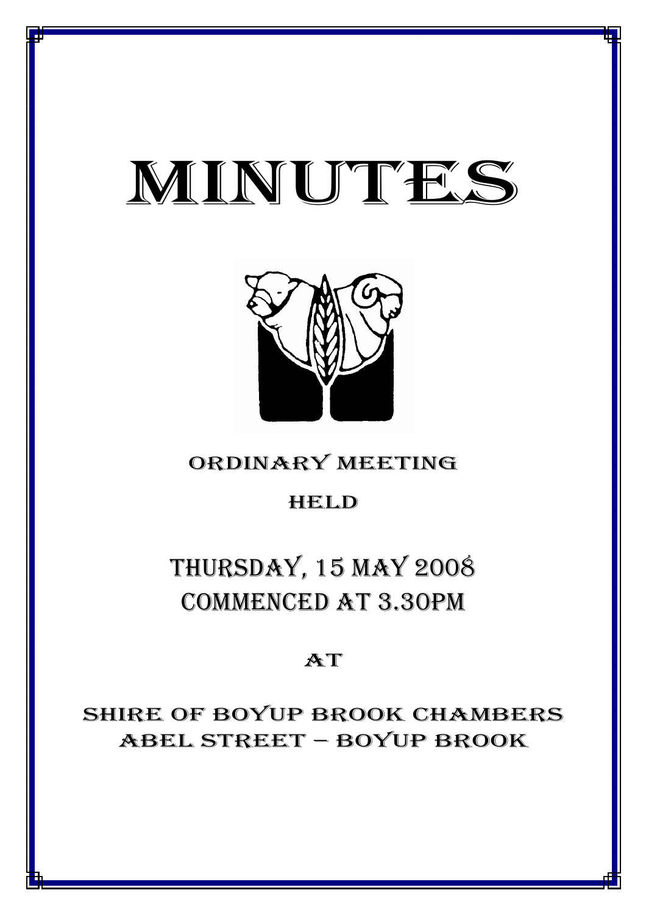# MINUTES

ORDINARY MEETING

HELD

## THURSDAY, 15 MAY 2008
## COMMENCED AT 3.30PM

AT

SHIRE OF BOYUP BROOK CHAMBERS
ABEL STREET – BOYUP BROOK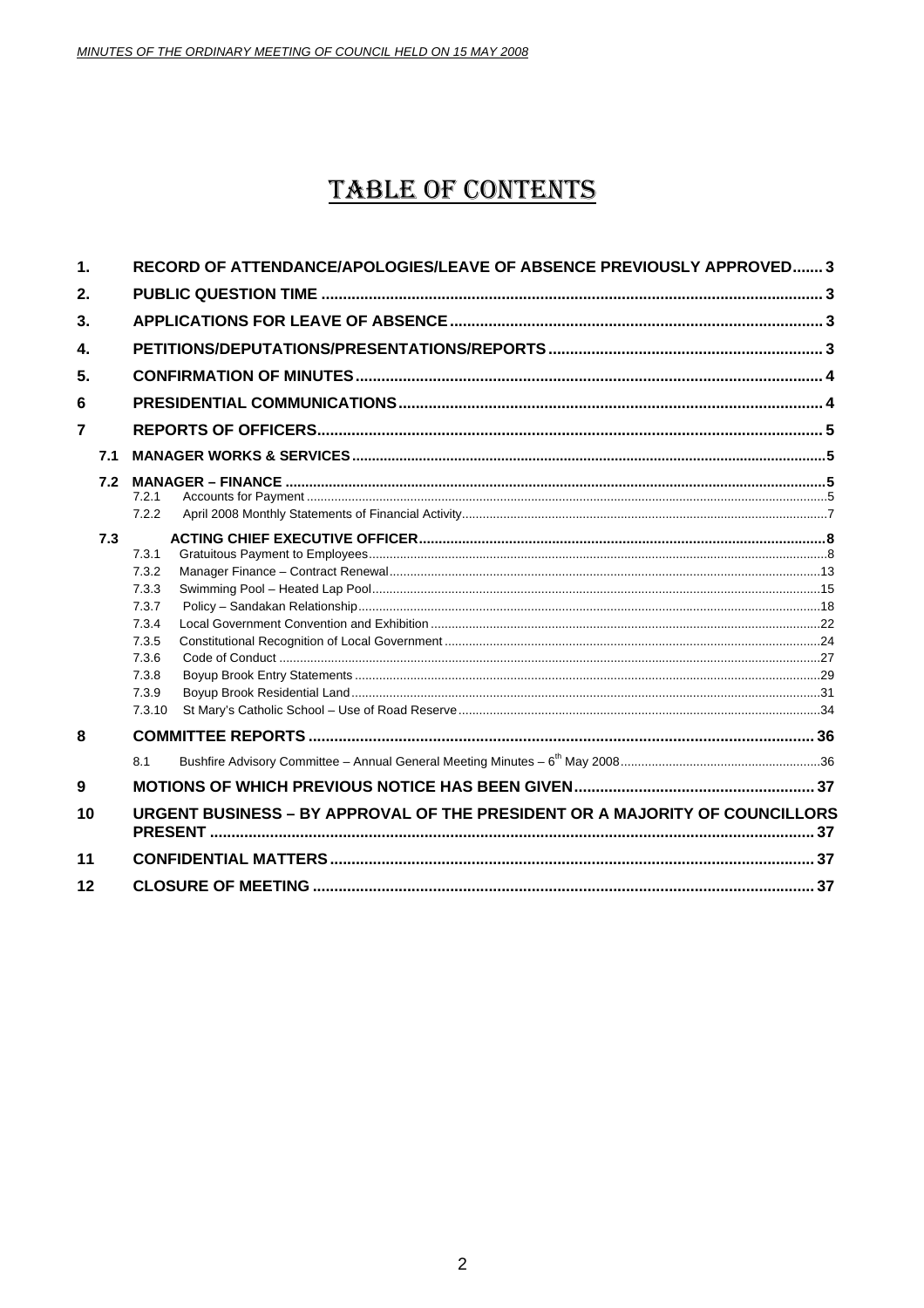# TABLE OF CONTENTS

| | | |
|---|---|---|
| 1. | RECORD OF ATTENDANCE/APOLOGIES/LEAVE OF ABSENCE PREVIOUSLY APPROVED | 3 |
| 2. | PUBLIC QUESTION TIME | 3 |
| 3. | APPLICATIONS FOR LEAVE OF ABSENCE | 3 |
| 4. | PETITIONS/DEPUTATIONS/PRESENTATIONS/REPORTS | 3 |
| 5. | CONFIRMATION OF MINUTES | 4 |
| 6 | PRESIDENTIAL COMMUNICATIONS | 4 |
| 7 | REPORTS OF OFFICERS | 5 |
| 7.1 | MANAGER WORKS & SERVICES | 5 |
| 7.2 | MANAGER – FINANCE | 5 |
| 7.2.1 | Accounts for Payment | 5 |
| 7.2.2 | April 2008 Monthly Statements of Financial Activity | 7 |
| 7.3 | ACTING CHIEF EXECUTIVE OFFICER | 8 |
| 7.3.1 | Gratuitous Payment to Employees | 8 |
| 7.3.2 | Manager Finance – Contract Renewal | 13 |
| 7.3.3 | Swimming Pool – Heated Lap Pool | 15 |
| 7.3.7 | Policy – Sandakan Relationship | 18 |
| 7.3.4 | Local Government Convention and Exhibition | 22 |
| 7.3.5 | Constitutional Recognition of Local Government | 24 |
| 7.3.6 | Code of Conduct | 27 |
| 7.3.8 | Boyup Brook Entry Statements | 29 |
| 7.3.9 | Boyup Brook Residential Land | 31 |
| 7.3.10 | St Mary's Catholic School – Use of Road Reserve | 34 |
| 8 | COMMITTEE REPORTS | 36 |
| 8.1 | Bushfire Advisory Committee – Annual General Meeting Minutes – 6th May 2008 | 36 |
| 9 | MOTIONS OF WHICH PREVIOUS NOTICE HAS BEEN GIVEN | 37 |
| 10 | URGENT BUSINESS – BY APPROVAL OF THE PRESIDENT OR A MAJORITY OF COUNCILLORS PRESENT | 37 |
| 11 | CONFIDENTIAL MATTERS | 37 |
| 12 | CLOSURE OF MEETING | 37 |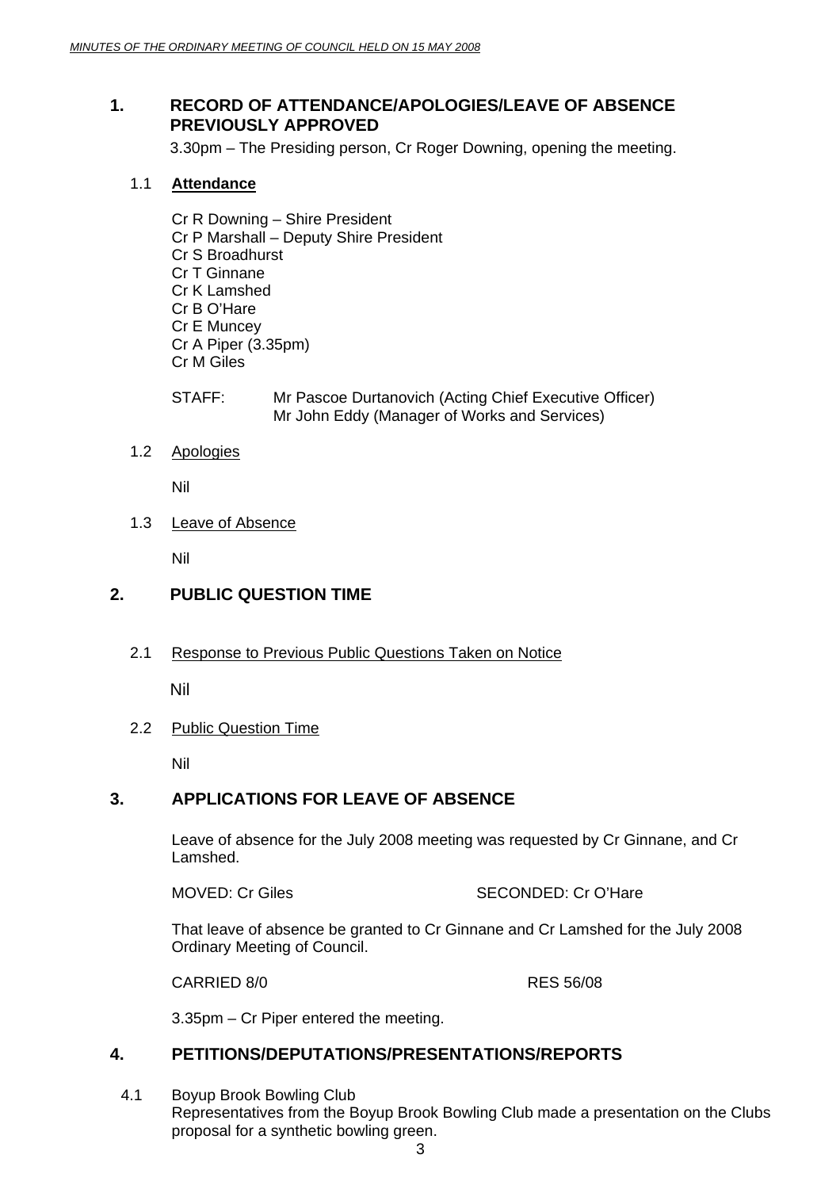## 1. RECORD OF ATTENDANCE/APOLOGIES/LEAVE OF ABSENCE PREVIOUSLY APPROVED

3.30pm – The Presiding person, Cr Roger Downing, opening the meeting.

### 1.1 **Attendance**

Cr R Downing – Shire President
Cr P Marshall – Deputy Shire President
Cr S Broadhurst
Cr T Ginnane
Cr K Lamshed
Cr B O'Hare
Cr E Muncey
Cr A Piper (3.35pm)
Cr M Giles

STAFF: Mr Pascoe Durtanovich (Acting Chief Executive Officer)
Mr John Eddy (Manager of Works and Services)

### 1.2 Apologies

Nil

### 1.3 Leave of Absence

Nil

## 2. PUBLIC QUESTION TIME

### 2.1 Response to Previous Public Questions Taken on Notice

Nil

### 2.2 Public Question Time

Nil

## 3. APPLICATIONS FOR LEAVE OF ABSENCE

Leave of absence for the July 2008 meeting was requested by Cr Ginnane, and Cr Lamshed.

MOVED: Cr Giles SECONDED: Cr O'Hare

That leave of absence be granted to Cr Ginnane and Cr Lamshed for the July 2008 Ordinary Meeting of Council.

CARRIED 8/0 RES 56/08

3.35pm – Cr Piper entered the meeting.

## 4. PETITIONS/DEPUTATIONS/PRESENTATIONS/REPORTS

### 4.1 Boyup Brook Bowling Club

Representatives from the Boyup Brook Bowling Club made a presentation on the Clubs proposal for a synthetic bowling green.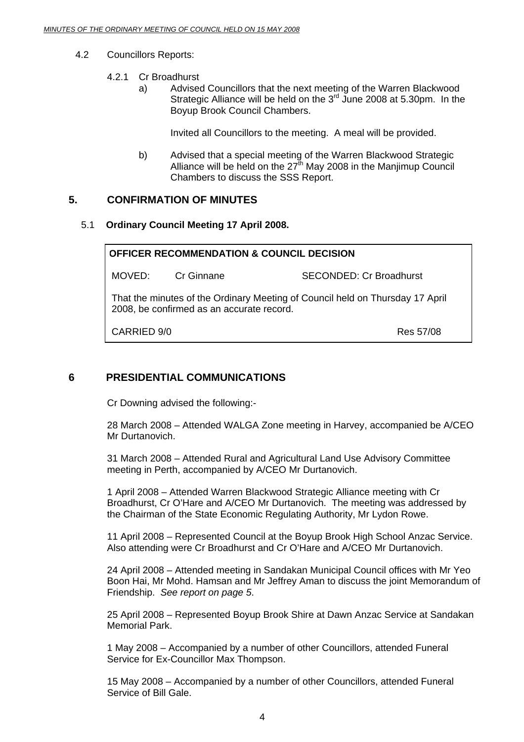4.2 Councillors Reports:

4.2.1 Cr Broadhurst

a) Advised Councillors that the next meeting of the Warren Blackwood Strategic Alliance will be held on the 3rd June 2008 at 5.30pm. In the Boyup Brook Council Chambers.

Invited all Councillors to the meeting. A meal will be provided.

b) Advised that a special meeting of the Warren Blackwood Strategic Alliance will be held on the 27th May 2008 in the Manjimup Council Chambers to discuss the SSS Report.

## 5. CONFIRMATION OF MINUTES

### 5.1 Ordinary Council Meeting 17 April 2008.

**OFFICER RECOMMENDATION & COUNCIL DECISION**

MOVED: Cr Ginnane SECONDED: Cr Broadhurst

That the minutes of the Ordinary Meeting of Council held on Thursday 17 April 2008, be confirmed as an accurate record.

CARRIED 9/0 Res 57/08

## 6 PRESIDENTIAL COMMUNICATIONS

Cr Downing advised the following:-

28 March 2008 – Attended WALGA Zone meeting in Harvey, accompanied be A/CEO Mr Durtanovich.

31 March 2008 – Attended Rural and Agricultural Land Use Advisory Committee meeting in Perth, accompanied by A/CEO Mr Durtanovich.

1 April 2008 – Attended Warren Blackwood Strategic Alliance meeting with Cr Broadhurst, Cr O'Hare and A/CEO Mr Durtanovich. The meeting was addressed by the Chairman of the State Economic Regulating Authority, Mr Lydon Rowe.

11 April 2008 – Represented Council at the Boyup Brook High School Anzac Service. Also attending were Cr Broadhurst and Cr O'Hare and A/CEO Mr Durtanovich.

24 April 2008 – Attended meeting in Sandakan Municipal Council offices with Mr Yeo Boon Hai, Mr Mohd. Hamsan and Mr Jeffrey Aman to discuss the joint Memorandum of Friendship. *See report on page 5.*

25 April 2008 – Represented Boyup Brook Shire at Dawn Anzac Service at Sandakan Memorial Park.

1 May 2008 – Accompanied by a number of other Councillors, attended Funeral Service for Ex-Councillor Max Thompson.

15 May 2008 – Accompanied by a number of other Councillors, attended Funeral Service of Bill Gale.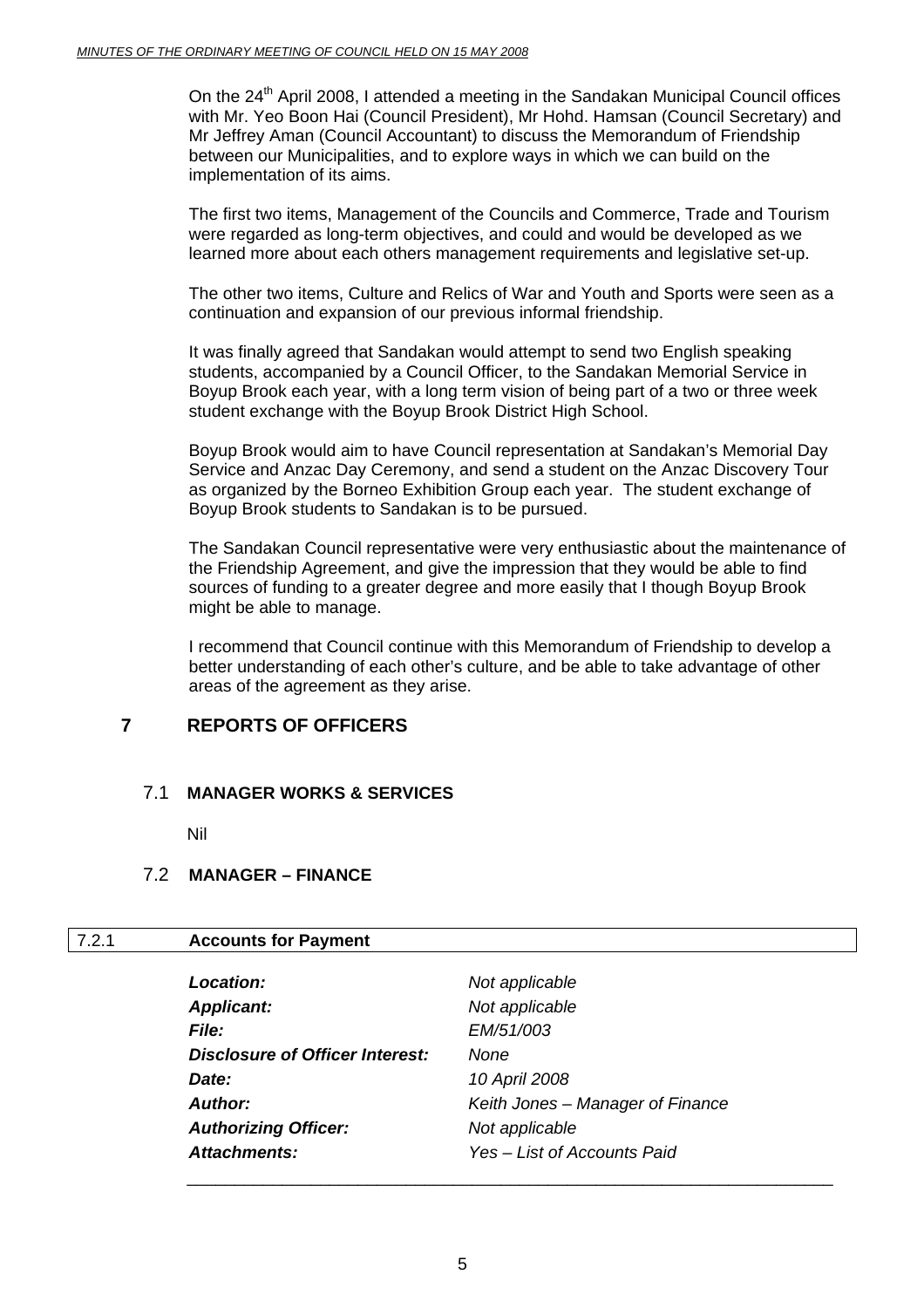On the 24th April 2008, I attended a meeting in the Sandakan Municipal Council offices with Mr. Yeo Boon Hai (Council President), Mr Hohd. Hamsan (Council Secretary) and Mr Jeffrey Aman (Council Accountant) to discuss the Memorandum of Friendship between our Municipalities, and to explore ways in which we can build on the implementation of its aims.

The first two items, Management of the Councils and Commerce, Trade and Tourism were regarded as long-term objectives, and could and would be developed as we learned more about each others management requirements and legislative set-up.

The other two items, Culture and Relics of War and Youth and Sports were seen as a continuation and expansion of our previous informal friendship.

It was finally agreed that Sandakan would attempt to send two English speaking students, accompanied by a Council Officer, to the Sandakan Memorial Service in Boyup Brook each year, with a long term vision of being part of a two or three week student exchange with the Boyup Brook District High School.

Boyup Brook would aim to have Council representation at Sandakan's Memorial Day Service and Anzac Day Ceremony, and send a student on the Anzac Discovery Tour as organized by the Borneo Exhibition Group each year. The student exchange of Boyup Brook students to Sandakan is to be pursued.

The Sandakan Council representative were very enthusiastic about the maintenance of the Friendship Agreement, and give the impression that they would be able to find sources of funding to a greater degree and more easily that I though Boyup Brook might be able to manage.

I recommend that Council continue with this Memorandum of Friendship to develop a better understanding of each other's culture, and be able to take advantage of other areas of the agreement as they arise.

# 7 REPORTS OF OFFICERS

## 7.1 MANAGER WORKS & SERVICES

Nil

## 7.2 MANAGER – FINANCE

### 7.2.1 Accounts for Payment

| | |
|---|---|
| ***Location:*** | *Not applicable* |
| ***Applicant:*** | *Not applicable* |
| ***File:*** | *EM/51/003* |
| ***Disclosure of Officer Interest:*** | *None* |
| ***Date:*** | *10 April 2008* |
| ***Author:*** | *Keith Jones – Manager of Finance* |
| ***Authorizing Officer:*** | *Not applicable* |
| ***Attachments:*** | *Yes – List of Accounts Paid* |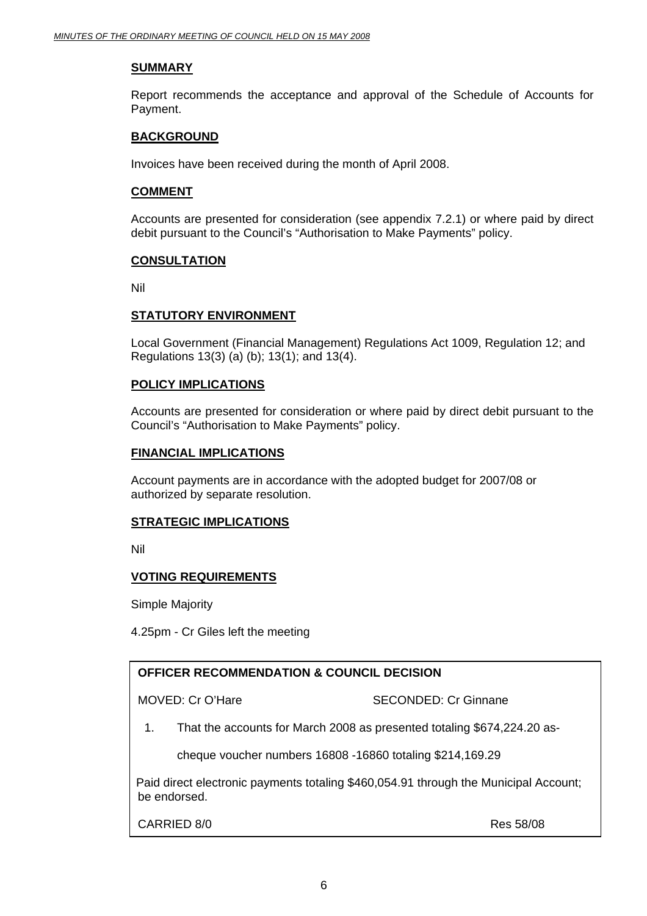## SUMMARY

Report recommends the acceptance and approval of the Schedule of Accounts for Payment.

## BACKGROUND

Invoices have been received during the month of April 2008.

## COMMENT

Accounts are presented for consideration (see appendix 7.2.1) or where paid by direct debit pursuant to the Council's "Authorisation to Make Payments" policy.

## CONSULTATION

Nil

## STATUTORY ENVIRONMENT

Local Government (Financial Management) Regulations Act 1009, Regulation 12; and Regulations 13(3) (a) (b); 13(1); and 13(4).

## POLICY IMPLICATIONS

Accounts are presented for consideration or where paid by direct debit pursuant to the Council's "Authorisation to Make Payments" policy.

## FINANCIAL IMPLICATIONS

Account payments are in accordance with the adopted budget for 2007/08 or authorized by separate resolution.

## STRATEGIC IMPLICATIONS

Nil

## VOTING REQUIREMENTS

Simple Majority

4.25pm - Cr Giles left the meeting

**OFFICER RECOMMENDATION & COUNCIL DECISION**

MOVED: Cr O'Hare SECONDED: Cr Ginnane

1. That the accounts for March 2008 as presented totaling $674,224.20 as-

   cheque voucher numbers 16808 -16860 totaling $214,169.29

Paid direct electronic payments totaling $460,054.91 through the Municipal Account; be endorsed.

CARRIED 8/0 Res 58/08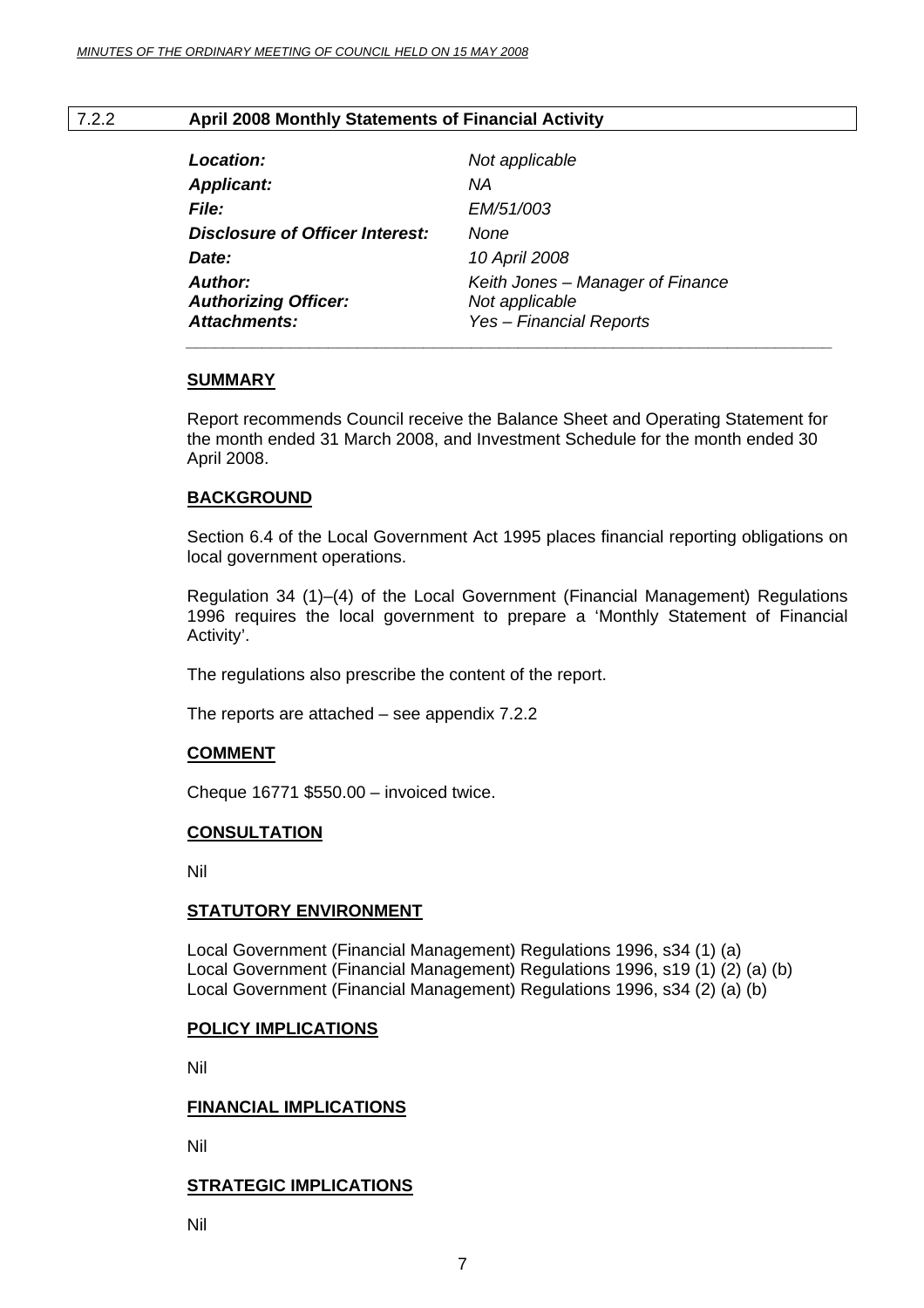## 7.2.2 April 2008 Monthly Statements of Financial Activity

| | |
|---|---|
| ***Location:*** | *Not applicable* |
| ***Applicant:*** | *NA* |
| ***File:*** | *EM/51/003* |
| ***Disclosure of Officer Interest:*** | *None* |
| ***Date:*** | *10 April 2008* |
| ***Author:*** | *Keith Jones – Manager of Finance* |
| ***Authorizing Officer:*** | *Not applicable* |
| ***Attachments:*** | *Yes – Financial Reports* |

### SUMMARY

Report recommends Council receive the Balance Sheet and Operating Statement for the month ended 31 March 2008, and Investment Schedule for the month ended 30 April 2008.

### BACKGROUND

Section 6.4 of the Local Government Act 1995 places financial reporting obligations on local government operations.

Regulation 34 (1)–(4) of the Local Government (Financial Management) Regulations 1996 requires the local government to prepare a 'Monthly Statement of Financial Activity'.

The regulations also prescribe the content of the report.

The reports are attached – see appendix 7.2.2

### COMMENT

Cheque 16771 $550.00 – invoiced twice.

### CONSULTATION

Nil

### STATUTORY ENVIRONMENT

Local Government (Financial Management) Regulations 1996, s34 (1) (a)
Local Government (Financial Management) Regulations 1996, s19 (1) (2) (a) (b)
Local Government (Financial Management) Regulations 1996, s34 (2) (a) (b)

### POLICY IMPLICATIONS

Nil

### FINANCIAL IMPLICATIONS

Nil

### STRATEGIC IMPLICATIONS

Nil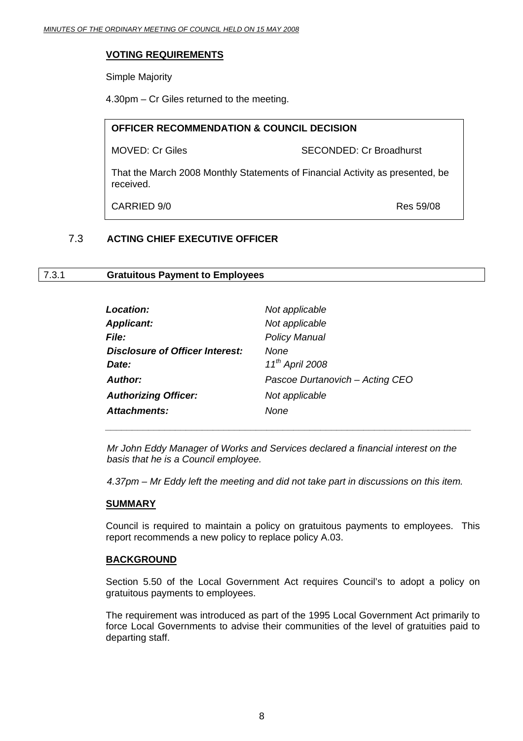**VOTING REQUIREMENTS**

Simple Majority

4.30pm – Cr Giles returned to the meeting.

| **OFFICER RECOMMENDATION & COUNCIL DECISION** | |
|---|---|
| MOVED: Cr Giles | SECONDED: Cr Broadhurst |
| That the March 2008 Monthly Statements of Financial Activity as presented, be received. | |
| CARRIED 9/0 | Res 59/08 |

## 7.3 ACTING CHIEF EXECUTIVE OFFICER

### 7.3.1 Gratuitous Payment to Employees

| | |
|---|---|
| ***Location:*** | *Not applicable* |
| ***Applicant:*** | *Not applicable* |
| ***File:*** | *Policy Manual* |
| ***Disclosure of Officer Interest:*** | *None* |
| ***Date:*** | *11th April 2008* |
| ***Author:*** | *Pascoe Durtanovich – Acting CEO* |
| ***Authorizing Officer:*** | *Not applicable* |
| ***Attachments:*** | *None* |

*Mr John Eddy Manager of Works and Services declared a financial interest on the basis that he is a Council employee.*

*4.37pm – Mr Eddy left the meeting and did not take part in discussions on this item.*

**SUMMARY**

Council is required to maintain a policy on gratuitous payments to employees. This report recommends a new policy to replace policy A.03.

**BACKGROUND**

Section 5.50 of the Local Government Act requires Council's to adopt a policy on gratuitous payments to employees.

The requirement was introduced as part of the 1995 Local Government Act primarily to force Local Governments to advise their communities of the level of gratuities paid to departing staff.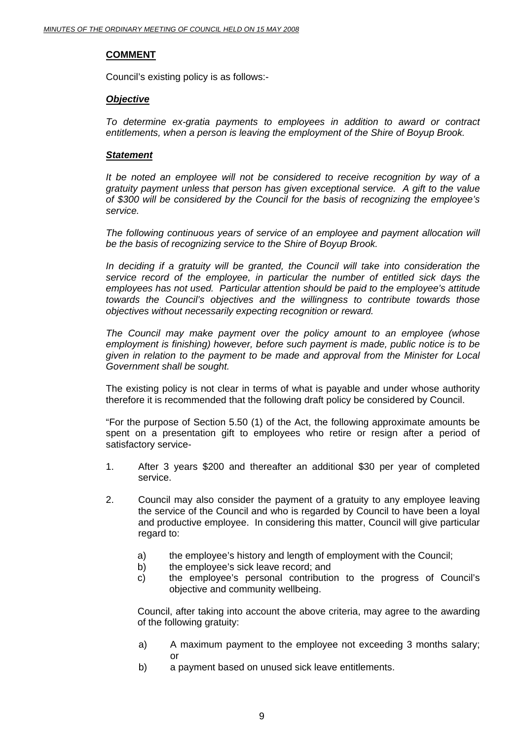## COMMENT

Council's existing policy is as follows:-

***Objective***

*To determine ex-gratia payments to employees in addition to award or contract entitlements, when a person is leaving the employment of the Shire of Boyup Brook.*

***Statement***

*It be noted an employee will not be considered to receive recognition by way of a gratuity payment unless that person has given exceptional service. A gift to the value of $300 will be considered by the Council for the basis of recognizing the employee's service.*

*The following continuous years of service of an employee and payment allocation will be the basis of recognizing service to the Shire of Boyup Brook.*

*In deciding if a gratuity will be granted, the Council will take into consideration the service record of the employee, in particular the number of entitled sick days the employees has not used. Particular attention should be paid to the employee's attitude towards the Council's objectives and the willingness to contribute towards those objectives without necessarily expecting recognition or reward.*

*The Council may make payment over the policy amount to an employee (whose employment is finishing) however, before such payment is made, public notice is to be given in relation to the payment to be made and approval from the Minister for Local Government shall be sought.*

The existing policy is not clear in terms of what is payable and under whose authority therefore it is recommended that the following draft policy be considered by Council.

"For the purpose of Section 5.50 (1) of the Act, the following approximate amounts be spent on a presentation gift to employees who retire or resign after a period of satisfactory service-

1. After 3 years $200 and thereafter an additional $30 per year of completed service.

2. Council may also consider the payment of a gratuity to any employee leaving the service of the Council and who is regarded by Council to have been a loyal and productive employee. In considering this matter, Council will give particular regard to:

   a) the employee's history and length of employment with the Council;
   b) the employee's sick leave record; and
   c) the employee's personal contribution to the progress of Council's objective and community wellbeing.

   Council, after taking into account the above criteria, may agree to the awarding of the following gratuity:

   a) A maximum payment to the employee not exceeding 3 months salary; or
   b) a payment based on unused sick leave entitlements.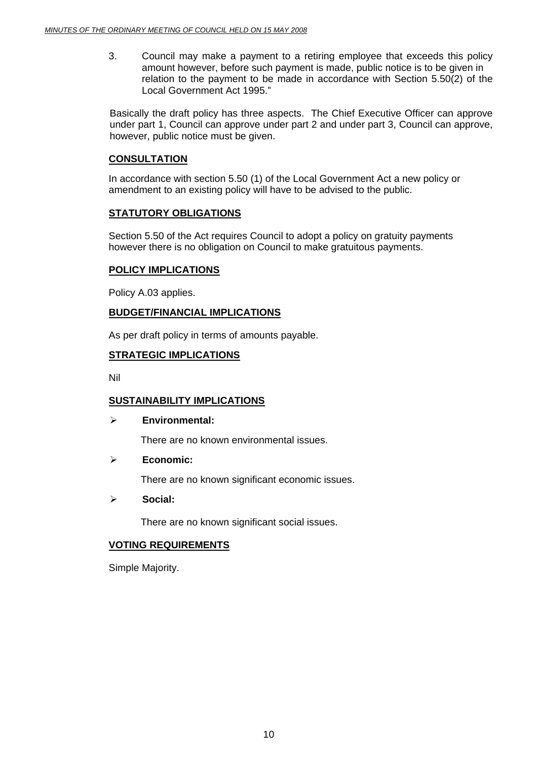3. Council may make a payment to a retiring employee that exceeds this policy amount however, before such payment is made, public notice is to be given in relation to the payment to be made in accordance with Section 5.50(2) of the Local Government Act 1995."

Basically the draft policy has three aspects. The Chief Executive Officer can approve under part 1, Council can approve under part 2 and under part 3, Council can approve, however, public notice must be given.

**CONSULTATION**

In accordance with section 5.50 (1) of the Local Government Act a new policy or amendment to an existing policy will have to be advised to the public.

**STATUTORY OBLIGATIONS**

Section 5.50 of the Act requires Council to adopt a policy on gratuity payments however there is no obligation on Council to make gratuitous payments.

**POLICY IMPLICATIONS**

Policy A.03 applies.

**BUDGET/FINANCIAL IMPLICATIONS**

As per draft policy in terms of amounts payable.

**STRATEGIC IMPLICATIONS**

Nil

**SUSTAINABILITY IMPLICATIONS**

- **Environmental:**

  There are no known environmental issues.

- **Economic:**

  There are no known significant economic issues.

- **Social:**

  There are no known significant social issues.

**VOTING REQUIREMENTS**

Simple Majority.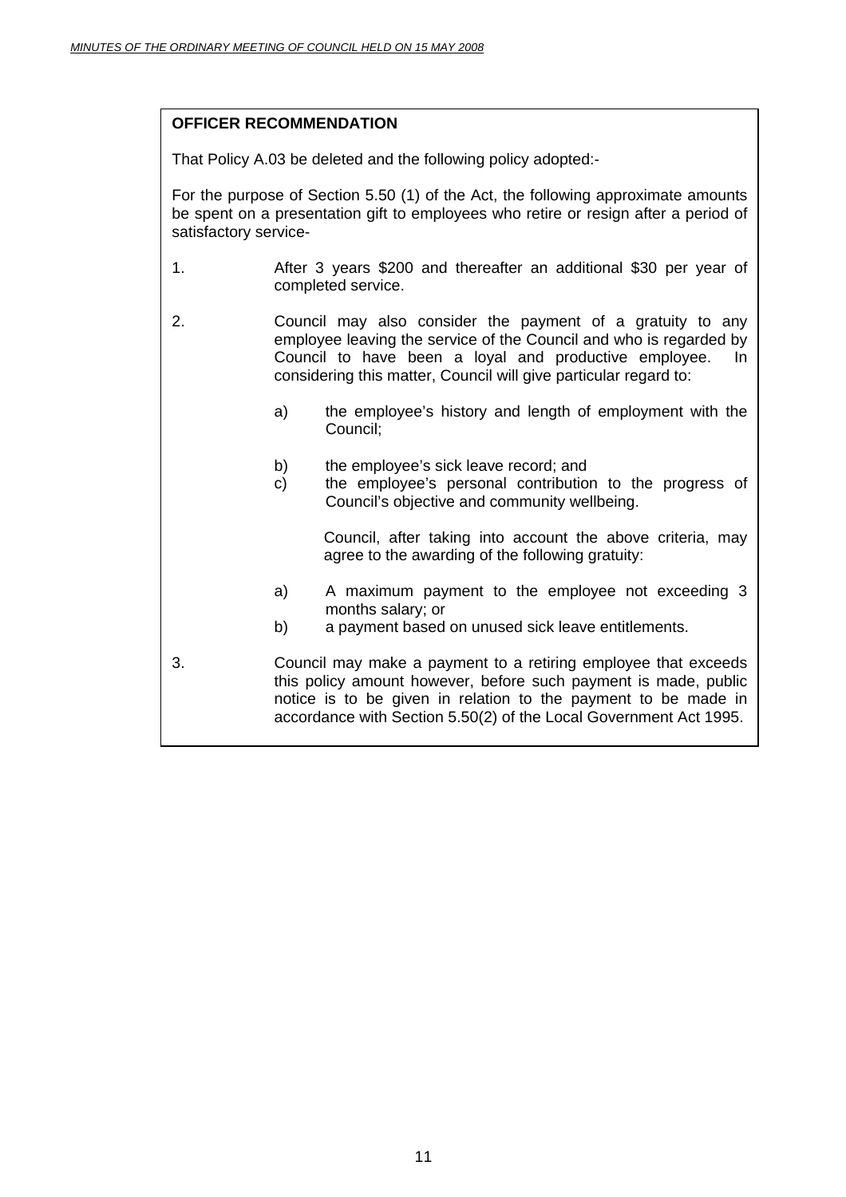**OFFICER RECOMMENDATION**

That Policy A.03 be deleted and the following policy adopted:-

For the purpose of Section 5.50 (1) of the Act, the following approximate amounts be spent on a presentation gift to employees who retire or resign after a period of satisfactory service-

1. After 3 years $200 and thereafter an additional $30 per year of completed service.

2. Council may also consider the payment of a gratuity to any employee leaving the service of the Council and who is regarded by Council to have been a loyal and productive employee. In considering this matter, Council will give particular regard to:

    a) the employee's history and length of employment with the Council;

    b) the employee's sick leave record; and
    c) the employee's personal contribution to the progress of Council's objective and community wellbeing.

    Council, after taking into account the above criteria, may agree to the awarding of the following gratuity:

    a) A maximum payment to the employee not exceeding 3 months salary; or
    b) a payment based on unused sick leave entitlements.

3. Council may make a payment to a retiring employee that exceeds this policy amount however, before such payment is made, public notice is to be given in relation to the payment to be made in accordance with Section 5.50(2) of the Local Government Act 1995.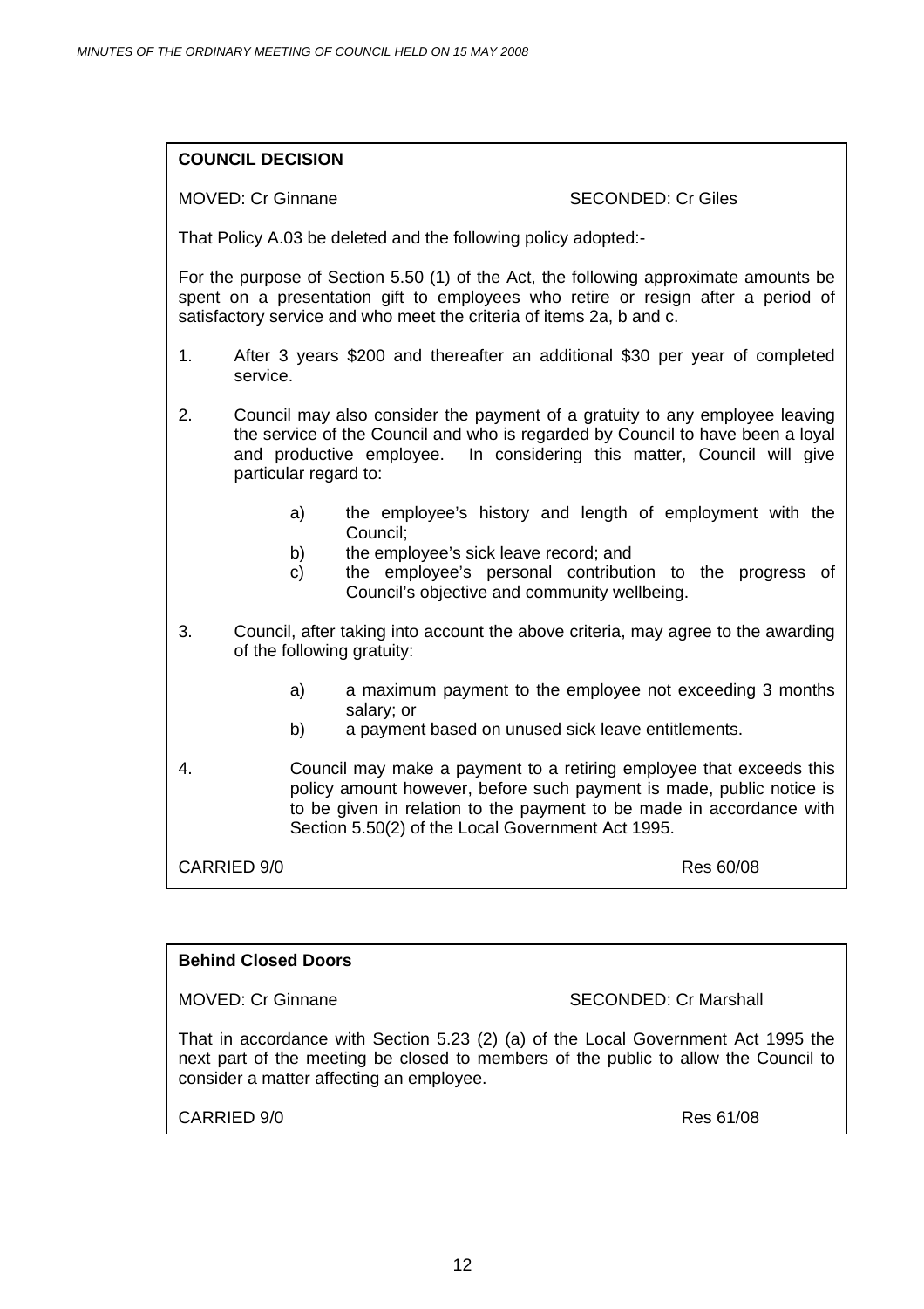**COUNCIL DECISION**

MOVED: Cr Ginnane SECONDED: Cr Giles

That Policy A.03 be deleted and the following policy adopted:-

For the purpose of Section 5.50 (1) of the Act, the following approximate amounts be spent on a presentation gift to employees who retire or resign after a period of satisfactory service and who meet the criteria of items 2a, b and c.

1. After 3 years $200 and thereafter an additional $30 per year of completed service.

2. Council may also consider the payment of a gratuity to any employee leaving the service of the Council and who is regarded by Council to have been a loyal and productive employee. In considering this matter, Council will give particular regard to:

   a) the employee's history and length of employment with the Council;
   b) the employee's sick leave record; and
   c) the employee's personal contribution to the progress of Council's objective and community wellbeing.

3. Council, after taking into account the above criteria, may agree to the awarding of the following gratuity:

   a) a maximum payment to the employee not exceeding 3 months salary; or
   b) a payment based on unused sick leave entitlements.

4. Council may make a payment to a retiring employee that exceeds this policy amount however, before such payment is made, public notice is to be given in relation to the payment to be made in accordance with Section 5.50(2) of the Local Government Act 1995.

CARRIED 9/0 Res 60/08

**Behind Closed Doors**

MOVED: Cr Ginnane SECONDED: Cr Marshall

That in accordance with Section 5.23 (2) (a) of the Local Government Act 1995 the next part of the meeting be closed to members of the public to allow the Council to consider a matter affecting an employee.

CARRIED 9/0 Res 61/08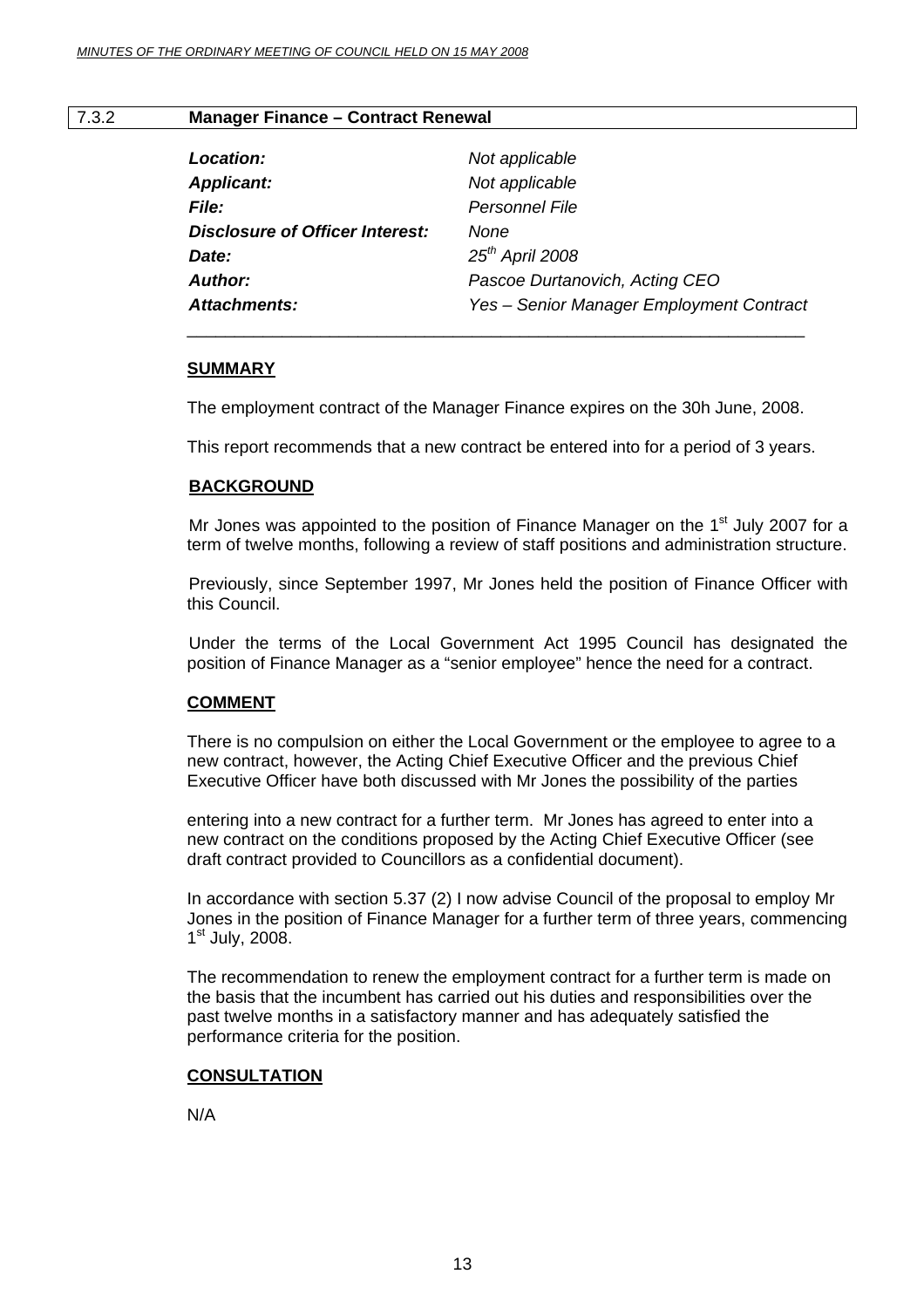## 7.3.2 Manager Finance – Contract Renewal

| | |
|---|---|
| ***Location:*** | *Not applicable* |
| ***Applicant:*** | *Not applicable* |
| ***File:*** | *Personnel File* |
| ***Disclosure of Officer Interest:*** | *None* |
| ***Date:*** | *25th April 2008* |
| ***Author:*** | *Pascoe Durtanovich, Acting CEO* |
| ***Attachments:*** | *Yes – Senior Manager Employment Contract* |

### SUMMARY

The employment contract of the Manager Finance expires on the 30h June, 2008.

This report recommends that a new contract be entered into for a period of 3 years.

### BACKGROUND

Mr Jones was appointed to the position of Finance Manager on the 1st July 2007 for a term of twelve months, following a review of staff positions and administration structure.

Previously, since September 1997, Mr Jones held the position of Finance Officer with this Council.

Under the terms of the Local Government Act 1995 Council has designated the position of Finance Manager as a "senior employee" hence the need for a contract.

### COMMENT

There is no compulsion on either the Local Government or the employee to agree to a new contract, however, the Acting Chief Executive Officer and the previous Chief Executive Officer have both discussed with Mr Jones the possibility of the parties entering into a new contract for a further term. Mr Jones has agreed to enter into a new contract on the conditions proposed by the Acting Chief Executive Officer (see draft contract provided to Councillors as a confidential document).

In accordance with section 5.37 (2) I now advise Council of the proposal to employ Mr Jones in the position of Finance Manager for a further term of three years, commencing 1st July, 2008.

The recommendation to renew the employment contract for a further term is made on the basis that the incumbent has carried out his duties and responsibilities over the past twelve months in a satisfactory manner and has adequately satisfied the performance criteria for the position.

### CONSULTATION

N/A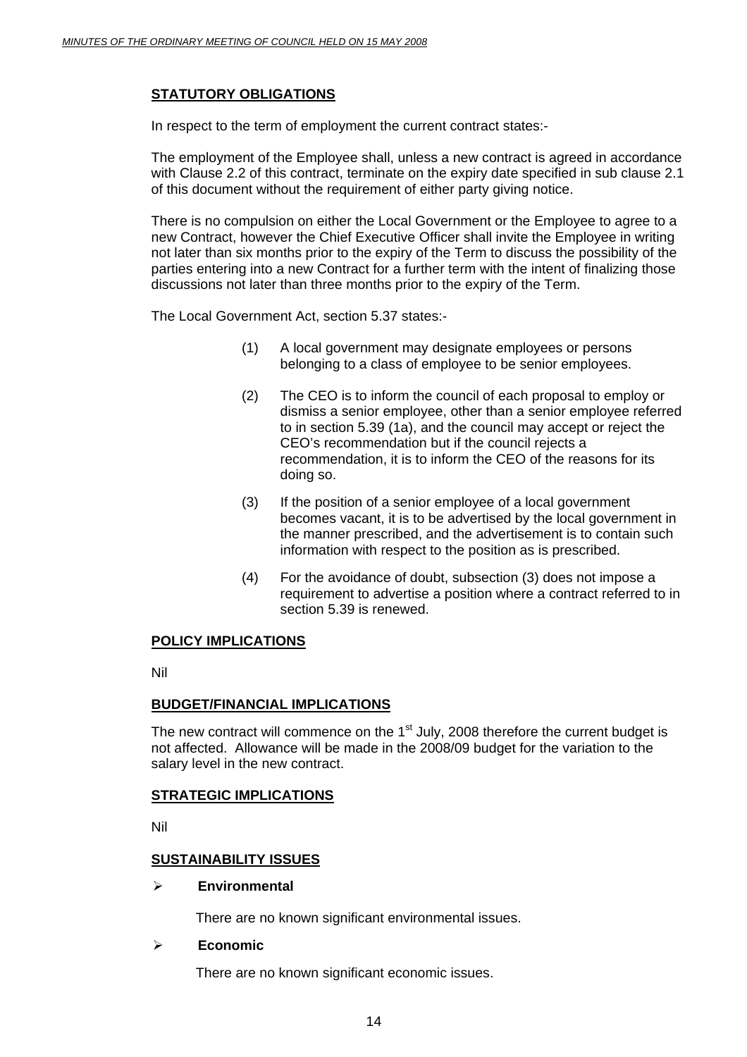**STATUTORY OBLIGATIONS**

In respect to the term of employment the current contract states:-

The employment of the Employee shall, unless a new contract is agreed in accordance with Clause 2.2 of this contract, terminate on the expiry date specified in sub clause 2.1 of this document without the requirement of either party giving notice.

There is no compulsion on either the Local Government or the Employee to agree to a new Contract, however the Chief Executive Officer shall invite the Employee in writing not later than six months prior to the expiry of the Term to discuss the possibility of the parties entering into a new Contract for a further term with the intent of finalizing those discussions not later than three months prior to the expiry of the Term.

The Local Government Act, section 5.37 states:-

(1) A local government may designate employees or persons belonging to a class of employee to be senior employees.

(2) The CEO is to inform the council of each proposal to employ or dismiss a senior employee, other than a senior employee referred to in section 5.39 (1a), and the council may accept or reject the CEO's recommendation but if the council rejects a recommendation, it is to inform the CEO of the reasons for its doing so.

(3) If the position of a senior employee of a local government becomes vacant, it is to be advertised by the local government in the manner prescribed, and the advertisement is to contain such information with respect to the position as is prescribed.

(4) For the avoidance of doubt, subsection (3) does not impose a requirement to advertise a position where a contract referred to in section 5.39 is renewed.

**POLICY IMPLICATIONS**

Nil

**BUDGET/FINANCIAL IMPLICATIONS**

The new contract will commence on the 1st July, 2008 therefore the current budget is not affected. Allowance will be made in the 2008/09 budget for the variation to the salary level in the new contract.

**STRATEGIC IMPLICATIONS**

Nil

**SUSTAINABILITY ISSUES**

- **Environmental**

  There are no known significant environmental issues.

- **Economic**

  There are no known significant economic issues.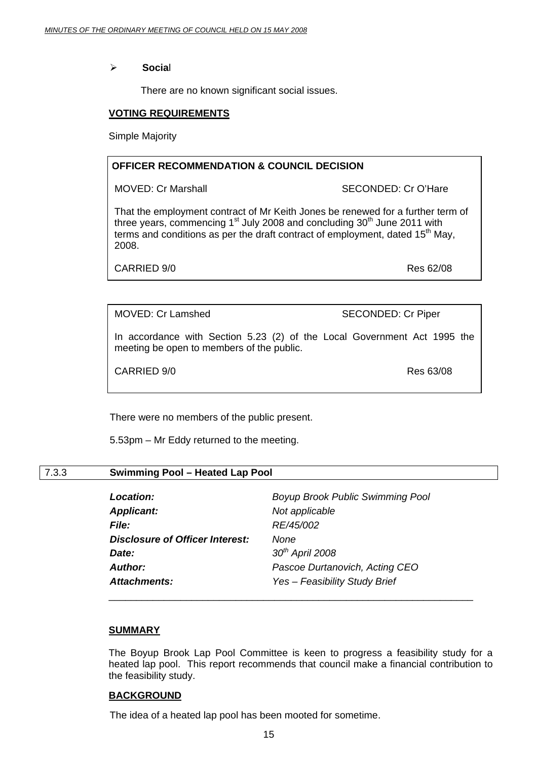- **Social**

  There are no known significant social issues.

**VOTING REQUIREMENTS**

Simple Majority

**OFFICER RECOMMENDATION & COUNCIL DECISION**

MOVED: Cr Marshall SECONDED: Cr O'Hare

That the employment contract of Mr Keith Jones be renewed for a further term of three years, commencing 1st July 2008 and concluding 30th June 2011 with terms and conditions as per the draft contract of employment, dated 15th May, 2008.

CARRIED 9/0 Res 62/08

MOVED: Cr Lamshed SECONDED: Cr Piper

In accordance with Section 5.23 (2) of the Local Government Act 1995 the meeting be open to members of the public.

CARRIED 9/0 Res 63/08

There were no members of the public present.

5.53pm – Mr Eddy returned to the meeting.

## 7.3.3 Swimming Pool – Heated Lap Pool

| | |
|---|---|
| ***Location:*** | *Boyup Brook Public Swimming Pool* |
| ***Applicant:*** | *Not applicable* |
| ***File:*** | *RE/45/002* |
| ***Disclosure of Officer Interest:*** | *None* |
| ***Date:*** | *30th April 2008* |
| ***Author:*** | *Pascoe Durtanovich, Acting CEO* |
| ***Attachments:*** | *Yes – Feasibility Study Brief* |

**SUMMARY**

The Boyup Brook Lap Pool Committee is keen to progress a feasibility study for a heated lap pool. This report recommends that council make a financial contribution to the feasibility study.

**BACKGROUND**

The idea of a heated lap pool has been mooted for sometime.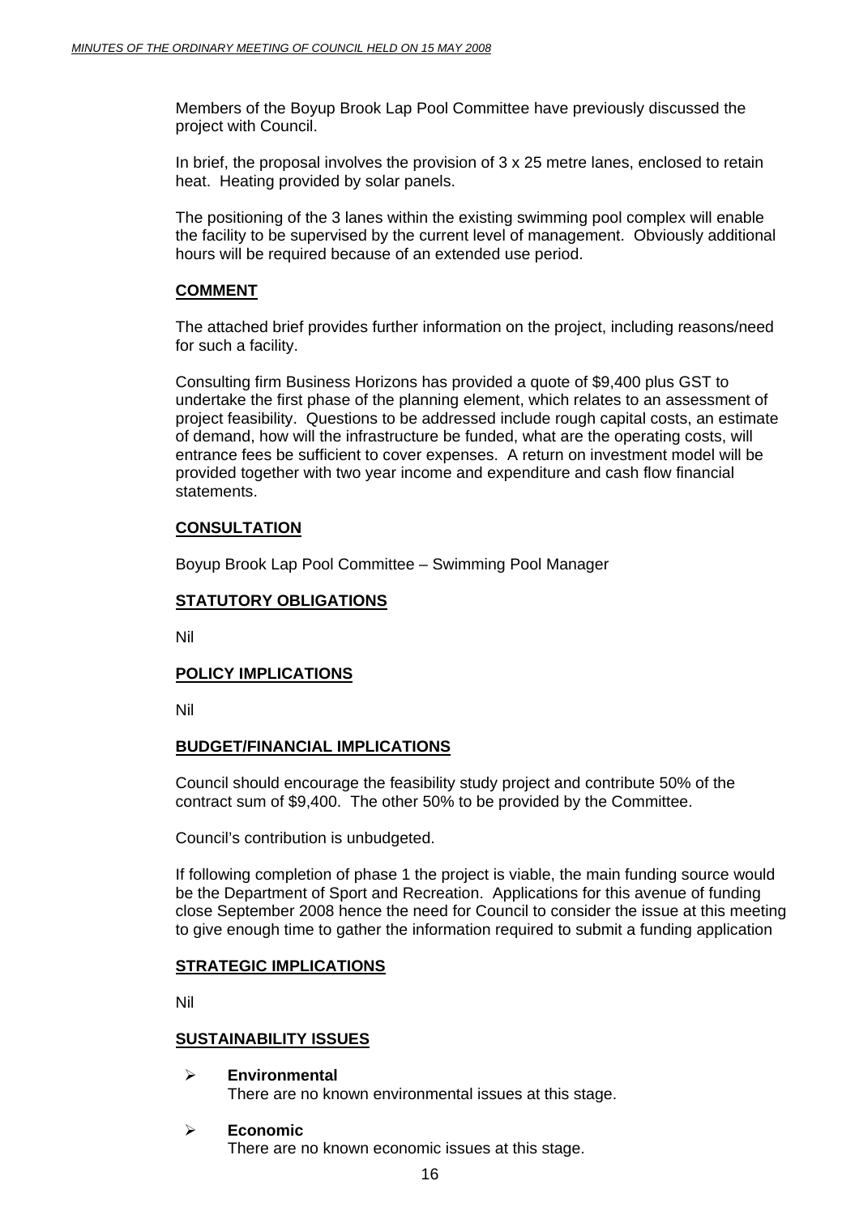Members of the Boyup Brook Lap Pool Committee have previously discussed the project with Council.

In brief, the proposal involves the provision of 3 x 25 metre lanes, enclosed to retain heat. Heating provided by solar panels.

The positioning of the 3 lanes within the existing swimming pool complex will enable the facility to be supervised by the current level of management. Obviously additional hours will be required because of an extended use period.

## COMMENT

The attached brief provides further information on the project, including reasons/need for such a facility.

Consulting firm Business Horizons has provided a quote of $9,400 plus GST to undertake the first phase of the planning element, which relates to an assessment of project feasibility. Questions to be addressed include rough capital costs, an estimate of demand, how will the infrastructure be funded, what are the operating costs, will entrance fees be sufficient to cover expenses. A return on investment model will be provided together with two year income and expenditure and cash flow financial statements.

## CONSULTATION

Boyup Brook Lap Pool Committee – Swimming Pool Manager

## STATUTORY OBLIGATIONS

Nil

## POLICY IMPLICATIONS

Nil

## BUDGET/FINANCIAL IMPLICATIONS

Council should encourage the feasibility study project and contribute 50% of the contract sum of $9,400. The other 50% to be provided by the Committee.

Council's contribution is unbudgeted.

If following completion of phase 1 the project is viable, the main funding source would be the Department of Sport and Recreation. Applications for this avenue of funding close September 2008 hence the need for Council to consider the issue at this meeting to give enough time to gather the information required to submit a funding application

## STRATEGIC IMPLICATIONS

Nil

## SUSTAINABILITY ISSUES

- **Environmental**
  There are no known environmental issues at this stage.
- **Economic**
  There are no known economic issues at this stage.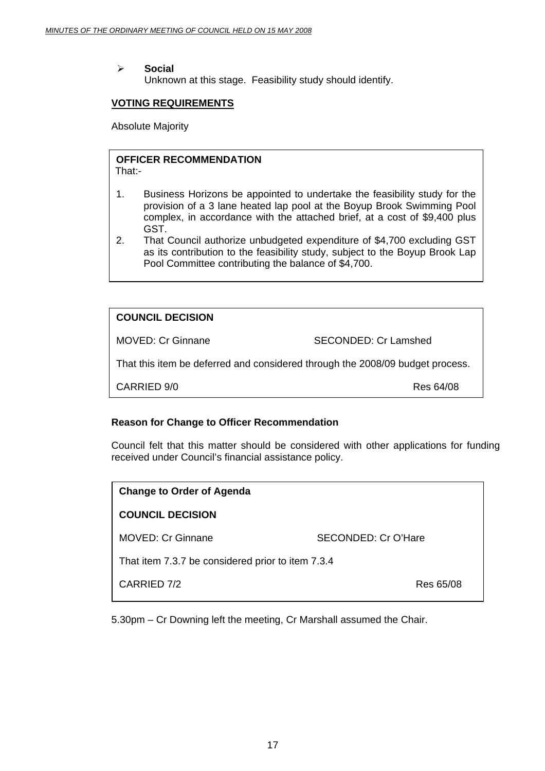- **Social**
  Unknown at this stage. Feasibility study should identify.

**VOTING REQUIREMENTS**

Absolute Majority

**OFFICER RECOMMENDATION**

That:-

1. Business Horizons be appointed to undertake the feasibility study for the provision of a 3 lane heated lap pool at the Boyup Brook Swimming Pool complex, in accordance with the attached brief, at a cost of $9,400 plus GST.
2. That Council authorize unbudgeted expenditure of $4,700 excluding GST as its contribution to the feasibility study, subject to the Boyup Brook Lap Pool Committee contributing the balance of $4,700.

**COUNCIL DECISION**

MOVED: Cr Ginnane SECONDED: Cr Lamshed

That this item be deferred and considered through the 2008/09 budget process.

CARRIED 9/0 Res 64/08

**Reason for Change to Officer Recommendation**

Council felt that this matter should be considered with other applications for funding received under Council's financial assistance policy.

**Change to Order of Agenda**

**COUNCIL DECISION**

MOVED: Cr Ginnane SECONDED: Cr O'Hare

That item 7.3.7 be considered prior to item 7.3.4

CARRIED 7/2 Res 65/08

5.30pm – Cr Downing left the meeting, Cr Marshall assumed the Chair.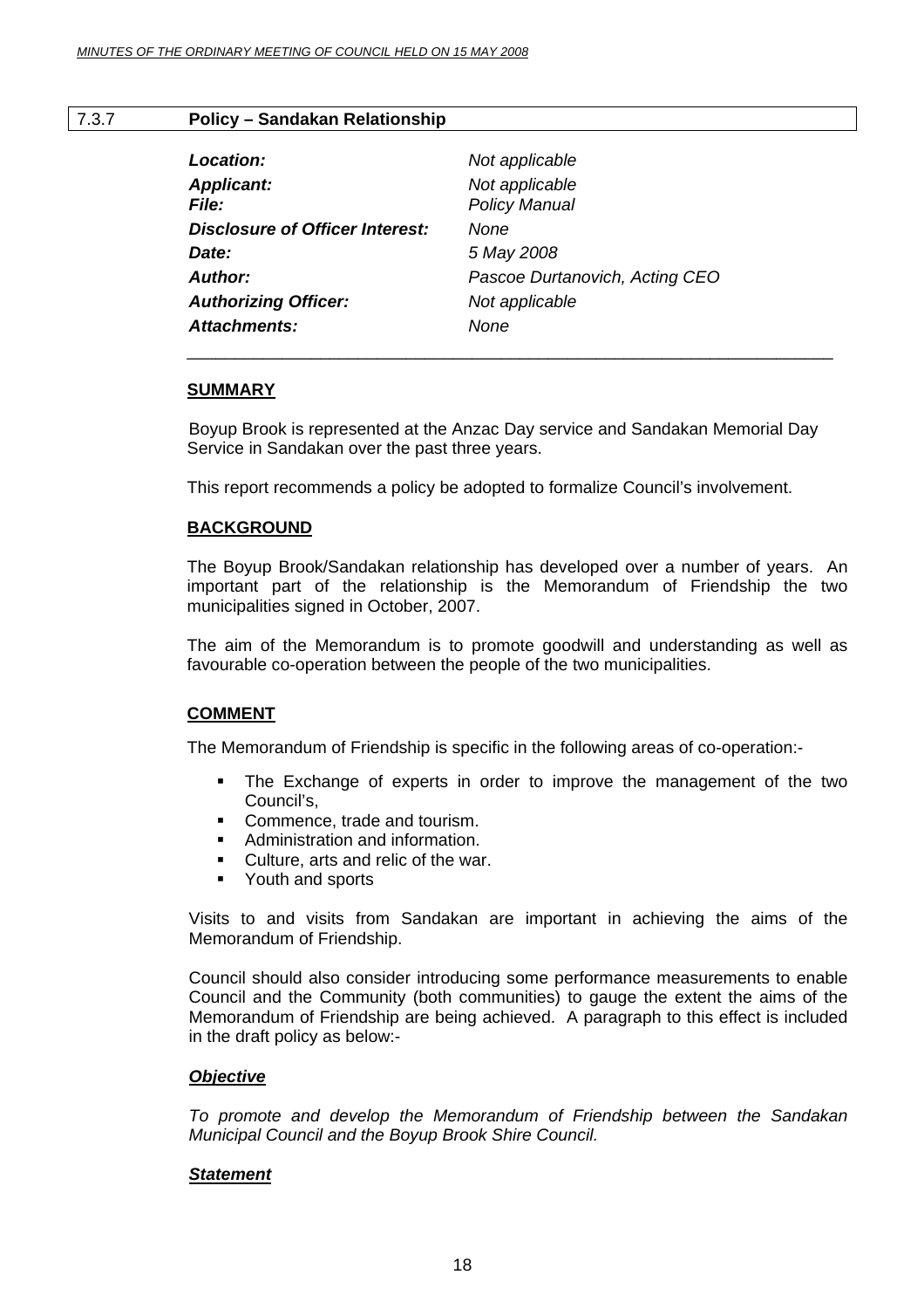## 7.3.7 Policy – Sandakan Relationship

| | |
|---|---|
| ***Location:*** | *Not applicable* |
| ***Applicant:*** | *Not applicable* |
| ***File:*** | *Policy Manual* |
| ***Disclosure of Officer Interest:*** | *None* |
| ***Date:*** | *5 May 2008* |
| ***Author:*** | *Pascoe Durtanovich, Acting CEO* |
| ***Authorizing Officer:*** | *Not applicable* |
| ***Attachments:*** | *None* |

### SUMMARY

Boyup Brook is represented at the Anzac Day service and Sandakan Memorial Day Service in Sandakan over the past three years.

This report recommends a policy be adopted to formalize Council's involvement.

### BACKGROUND

The Boyup Brook/Sandakan relationship has developed over a number of years. An important part of the relationship is the Memorandum of Friendship the two municipalities signed in October, 2007.

The aim of the Memorandum is to promote goodwill and understanding as well as favourable co-operation between the people of the two municipalities.

### COMMENT

The Memorandum of Friendship is specific in the following areas of co-operation:-

- The Exchange of experts in order to improve the management of the two Council's,
- Commence, trade and tourism.
- Administration and information.
- Culture, arts and relic of the war.
- Youth and sports

Visits to and visits from Sandakan are important in achieving the aims of the Memorandum of Friendship.

Council should also consider introducing some performance measurements to enable Council and the Community (both communities) to gauge the extent the aims of the Memorandum of Friendship are being achieved. A paragraph to this effect is included in the draft policy as below:-

#### *Objective*

*To promote and develop the Memorandum of Friendship between the Sandakan Municipal Council and the Boyup Brook Shire Council.*

#### *Statement*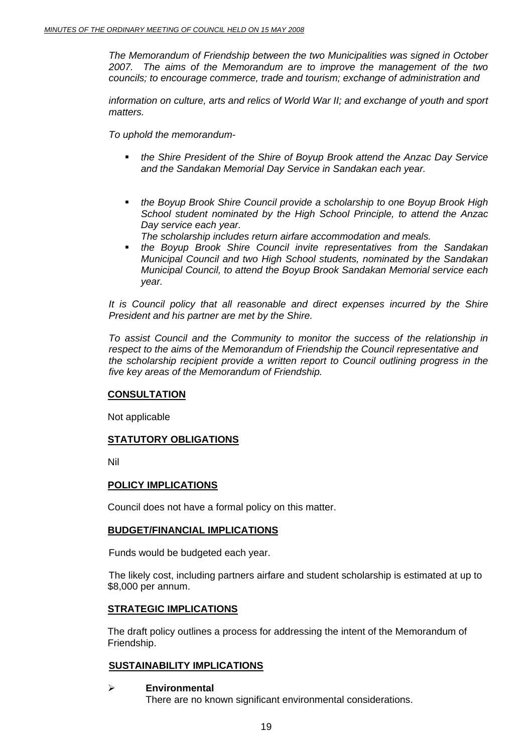*The Memorandum of Friendship between the two Municipalities was signed in October 2007. The aims of the Memorandum are to improve the management of the two councils; to encourage commerce, trade and tourism; exchange of administration and*

*information on culture, arts and relics of World War II; and exchange of youth and sport matters.*

*To uphold the memorandum-*

- *the Shire President of the Shire of Boyup Brook attend the Anzac Day Service and the Sandakan Memorial Day Service in Sandakan each year.*

- *the Boyup Brook Shire Council provide a scholarship to one Boyup Brook High School student nominated by the High School Principle, to attend the Anzac Day service each year.*
  *The scholarship includes return airfare accommodation and meals.*
- *the Boyup Brook Shire Council invite representatives from the Sandakan Municipal Council and two High School students, nominated by the Sandakan Municipal Council, to attend the Boyup Brook Sandakan Memorial service each year.*

*It is Council policy that all reasonable and direct expenses incurred by the Shire President and his partner are met by the Shire.*

*To assist Council and the Community to monitor the success of the relationship in respect to the aims of the Memorandum of Friendship the Council representative and the scholarship recipient provide a written report to Council outlining progress in the five key areas of the Memorandum of Friendship.*

**CONSULTATION**

Not applicable

**STATUTORY OBLIGATIONS**

Nil

**POLICY IMPLICATIONS**

Council does not have a formal policy on this matter.

**BUDGET/FINANCIAL IMPLICATIONS**

Funds would be budgeted each year.

The likely cost, including partners airfare and student scholarship is estimated at up to $8,000 per annum.

**STRATEGIC IMPLICATIONS**

The draft policy outlines a process for addressing the intent of the Memorandum of Friendship.

**SUSTAINABILITY IMPLICATIONS**

- **Environmental**
  There are no known significant environmental considerations.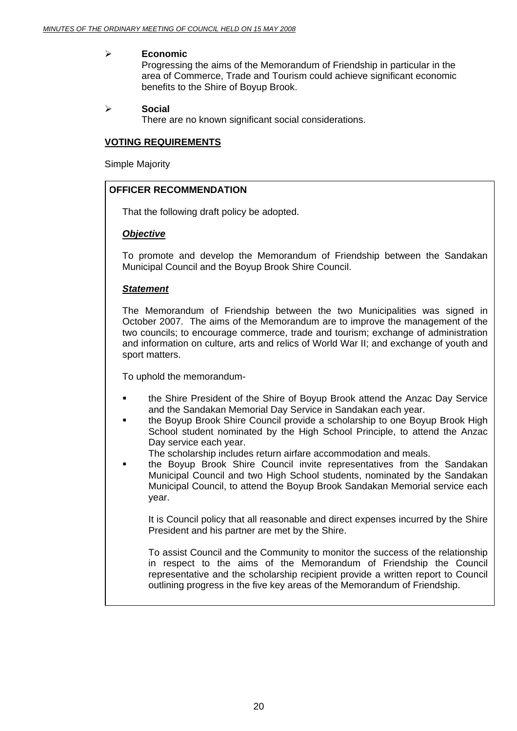- **Economic**
  
  Progressing the aims of the Memorandum of Friendship in particular in the area of Commerce, Trade and Tourism could achieve significant economic benefits to the Shire of Boyup Brook.

- **Social**
  
  There are no known significant social considerations.

**VOTING REQUIREMENTS**

Simple Majority

**OFFICER RECOMMENDATION**

That the following draft policy be adopted.

***Objective***

To promote and develop the Memorandum of Friendship between the Sandakan Municipal Council and the Boyup Brook Shire Council.

***Statement***

The Memorandum of Friendship between the two Municipalities was signed in October 2007. The aims of the Memorandum are to improve the management of the two councils; to encourage commerce, trade and tourism; exchange of administration and information on culture, arts and relics of World War II; and exchange of youth and sport matters.

To uphold the memorandum-

- the Shire President of the Shire of Boyup Brook attend the Anzac Day Service and the Sandakan Memorial Day Service in Sandakan each year.
- the Boyup Brook Shire Council provide a scholarship to one Boyup Brook High School student nominated by the High School Principle, to attend the Anzac Day service each year.
  
  The scholarship includes return airfare accommodation and meals.
- the Boyup Brook Shire Council invite representatives from the Sandakan Municipal Council and two High School students, nominated by the Sandakan Municipal Council, to attend the Boyup Brook Sandakan Memorial service each year.

  It is Council policy that all reasonable and direct expenses incurred by the Shire President and his partner are met by the Shire.

  To assist Council and the Community to monitor the success of the relationship in respect to the aims of the Memorandum of Friendship the Council representative and the scholarship recipient provide a written report to Council outlining progress in the five key areas of the Memorandum of Friendship.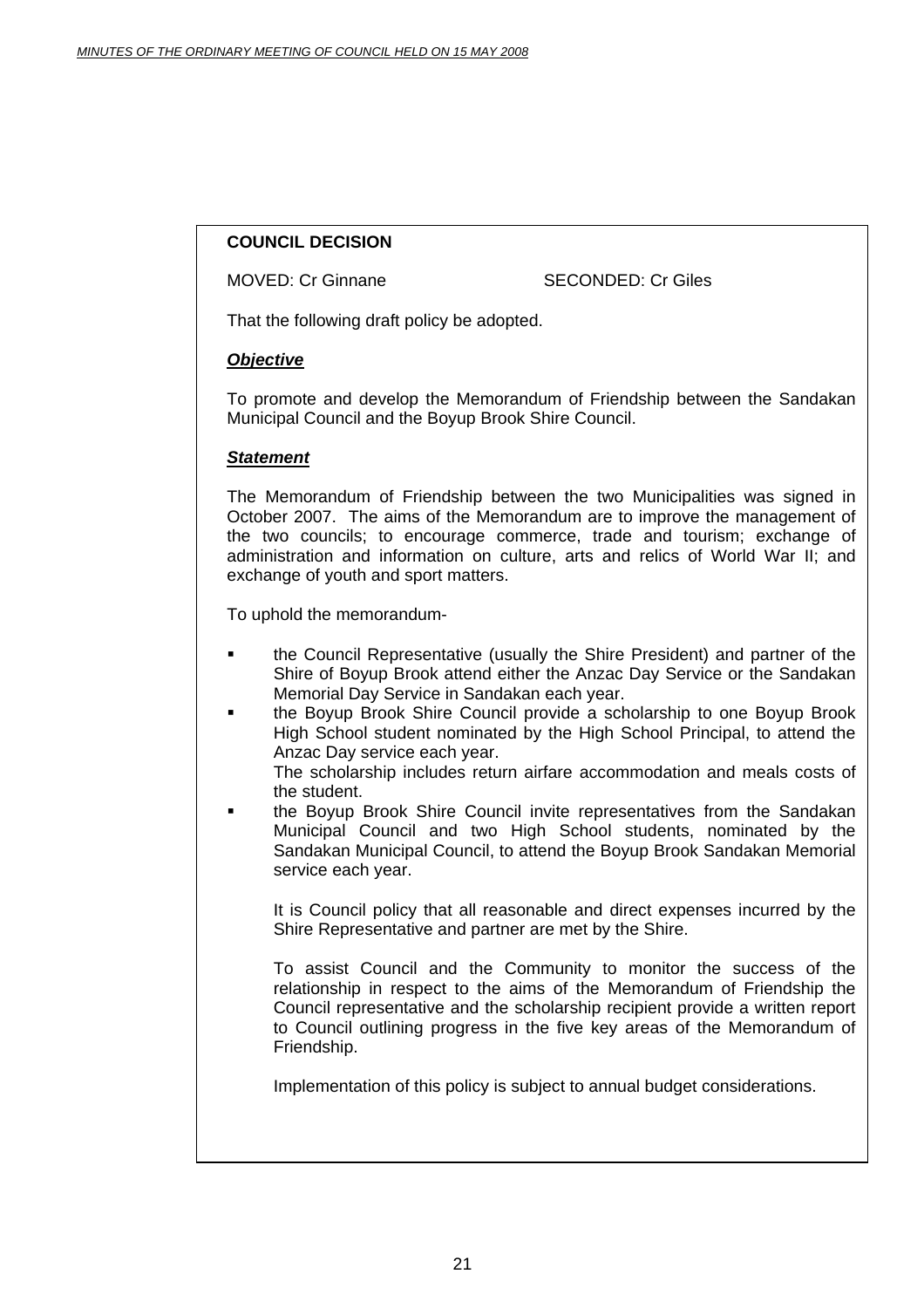**COUNCIL DECISION**

MOVED: Cr Ginnane SECONDED: Cr Giles

That the following draft policy be adopted.

***Objective***

To promote and develop the Memorandum of Friendship between the Sandakan Municipal Council and the Boyup Brook Shire Council.

***Statement***

The Memorandum of Friendship between the two Municipalities was signed in October 2007. The aims of the Memorandum are to improve the management of the two councils; to encourage commerce, trade and tourism; exchange of administration and information on culture, arts and relics of World War II; and exchange of youth and sport matters.

To uphold the memorandum-

- the Council Representative (usually the Shire President) and partner of the Shire of Boyup Brook attend either the Anzac Day Service or the Sandakan Memorial Day Service in Sandakan each year.
- the Boyup Brook Shire Council provide a scholarship to one Boyup Brook High School student nominated by the High School Principal, to attend the Anzac Day service each year.
  The scholarship includes return airfare accommodation and meals costs of the student.
- the Boyup Brook Shire Council invite representatives from the Sandakan Municipal Council and two High School students, nominated by the Sandakan Municipal Council, to attend the Boyup Brook Sandakan Memorial service each year.

  It is Council policy that all reasonable and direct expenses incurred by the Shire Representative and partner are met by the Shire.

  To assist Council and the Community to monitor the success of the relationship in respect to the aims of the Memorandum of Friendship the Council representative and the scholarship recipient provide a written report to Council outlining progress in the five key areas of the Memorandum of Friendship.

  Implementation of this policy is subject to annual budget considerations.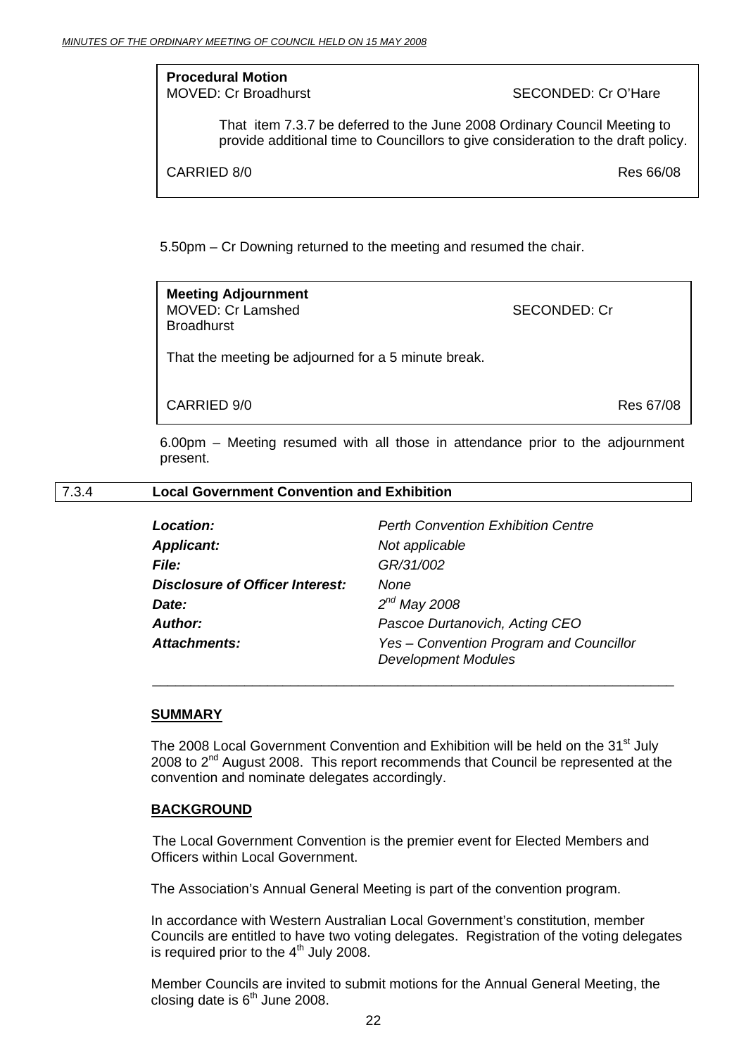**Procedural Motion**
MOVED: Cr Broadhurst SECONDED: Cr O'Hare

That item 7.3.7 be deferred to the June 2008 Ordinary Council Meeting to provide additional time to Councillors to give consideration to the draft policy.

CARRIED 8/0 Res 66/08

5.50pm – Cr Downing returned to the meeting and resumed the chair.

**Meeting Adjournment**
MOVED: Cr Lamshed SECONDED: Cr Broadhurst

That the meeting be adjourned for a 5 minute break.

CARRIED 9/0 Res 67/08

6.00pm – Meeting resumed with all those in attendance prior to the adjournment present.

## 7.3.4 Local Government Convention and Exhibition

| | |
|---|---|
| ***Location:*** | *Perth Convention Exhibition Centre* |
| ***Applicant:*** | *Not applicable* |
| ***File:*** | *GR/31/002* |
| ***Disclosure of Officer Interest:*** | *None* |
| ***Date:*** | *2nd May 2008* |
| ***Author:*** | *Pascoe Durtanovich, Acting CEO* |
| ***Attachments:*** | *Yes – Convention Program and Councillor Development Modules* |

---

**SUMMARY**

The 2008 Local Government Convention and Exhibition will be held on the 31st July 2008 to 2nd August 2008. This report recommends that Council be represented at the convention and nominate delegates accordingly.

**BACKGROUND**

The Local Government Convention is the premier event for Elected Members and Officers within Local Government.

The Association's Annual General Meeting is part of the convention program.

In accordance with Western Australian Local Government's constitution, member Councils are entitled to have two voting delegates. Registration of the voting delegates is required prior to the 4th July 2008.

Member Councils are invited to submit motions for the Annual General Meeting, the closing date is 6th June 2008.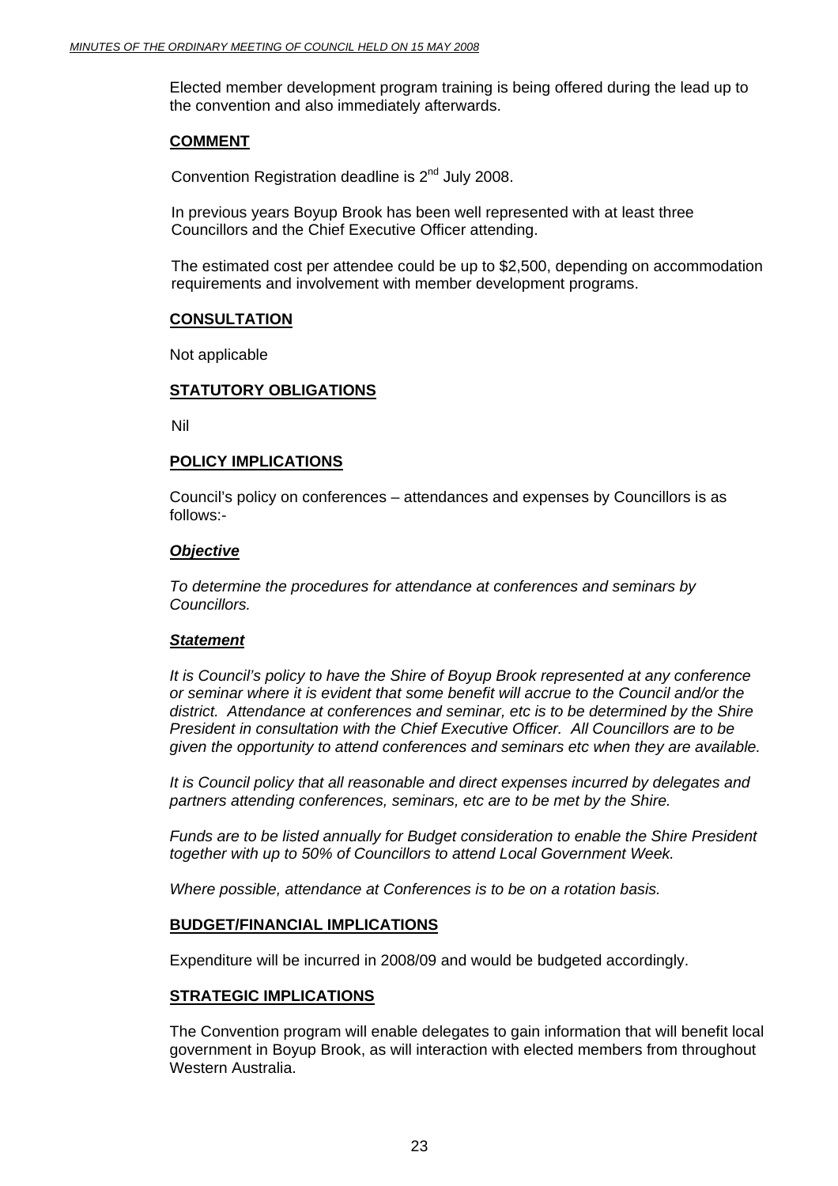Elected member development program training is being offered during the lead up to the convention and also immediately afterwards.

## COMMENT

Convention Registration deadline is 2nd July 2008.

In previous years Boyup Brook has been well represented with at least three Councillors and the Chief Executive Officer attending.

The estimated cost per attendee could be up to $2,500, depending on accommodation requirements and involvement with member development programs.

## CONSULTATION

Not applicable

## STATUTORY OBLIGATIONS

Nil

## POLICY IMPLICATIONS

Council's policy on conferences – attendances and expenses by Councillors is as follows:-

### *Objective*

*To determine the procedures for attendance at conferences and seminars by Councillors.*

### *Statement*

*It is Council's policy to have the Shire of Boyup Brook represented at any conference or seminar where it is evident that some benefit will accrue to the Council and/or the district. Attendance at conferences and seminar, etc is to be determined by the Shire President in consultation with the Chief Executive Officer. All Councillors are to be given the opportunity to attend conferences and seminars etc when they are available.*

*It is Council policy that all reasonable and direct expenses incurred by delegates and partners attending conferences, seminars, etc are to be met by the Shire.*

*Funds are to be listed annually for Budget consideration to enable the Shire President together with up to 50% of Councillors to attend Local Government Week.*

*Where possible, attendance at Conferences is to be on a rotation basis.*

## BUDGET/FINANCIAL IMPLICATIONS

Expenditure will be incurred in 2008/09 and would be budgeted accordingly.

## STRATEGIC IMPLICATIONS

The Convention program will enable delegates to gain information that will benefit local government in Boyup Brook, as will interaction with elected members from throughout Western Australia.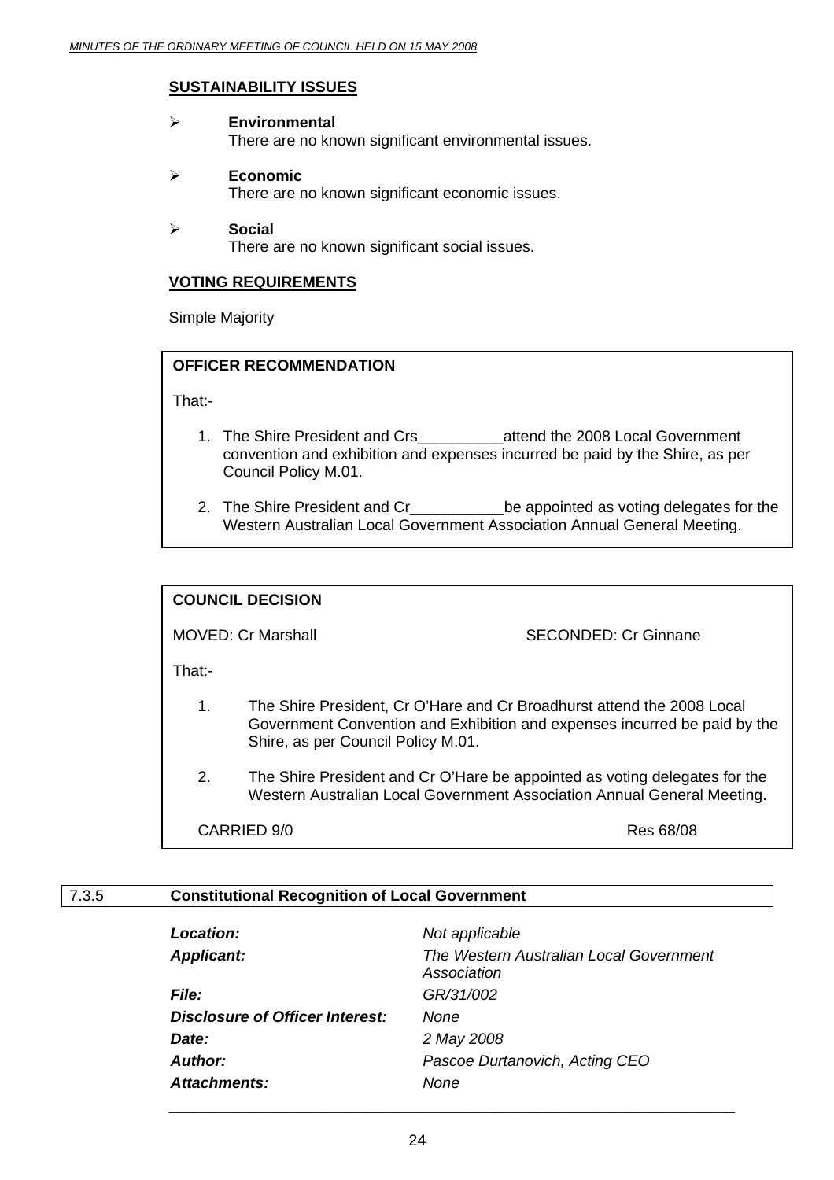**SUSTAINABILITY ISSUES**

- **Environmental**
  There are no known significant environmental issues.

- **Economic**
  There are no known significant economic issues.

- **Social**
  There are no known significant social issues.

**VOTING REQUIREMENTS**

Simple Majority

**OFFICER RECOMMENDATION**

That:-

1. The Shire President and Crs__________attend the 2008 Local Government convention and exhibition and expenses incurred be paid by the Shire, as per Council Policy M.01.
2. The Shire President and Cr___________be appointed as voting delegates for the Western Australian Local Government Association Annual General Meeting.

**COUNCIL DECISION**

MOVED: Cr Marshall SECONDED: Cr Ginnane

That:-

1. The Shire President, Cr O'Hare and Cr Broadhurst attend the 2008 Local Government Convention and Exhibition and expenses incurred be paid by the Shire, as per Council Policy M.01.
2. The Shire President and Cr O'Hare be appointed as voting delegates for the Western Australian Local Government Association Annual General Meeting.

CARRIED 9/0 Res 68/08

## 7.3.5 Constitutional Recognition of Local Government

| | |
|---|---|
| ***Location:*** | *Not applicable* |
| ***Applicant:*** | *The Western Australian Local Government Association* |
| ***File:*** | *GR/31/002* |
| ***Disclosure of Officer Interest:*** | *None* |
| ***Date:*** | *2 May 2008* |
| ***Author:*** | *Pascoe Durtanovich, Acting CEO* |
| ***Attachments:*** | *None* |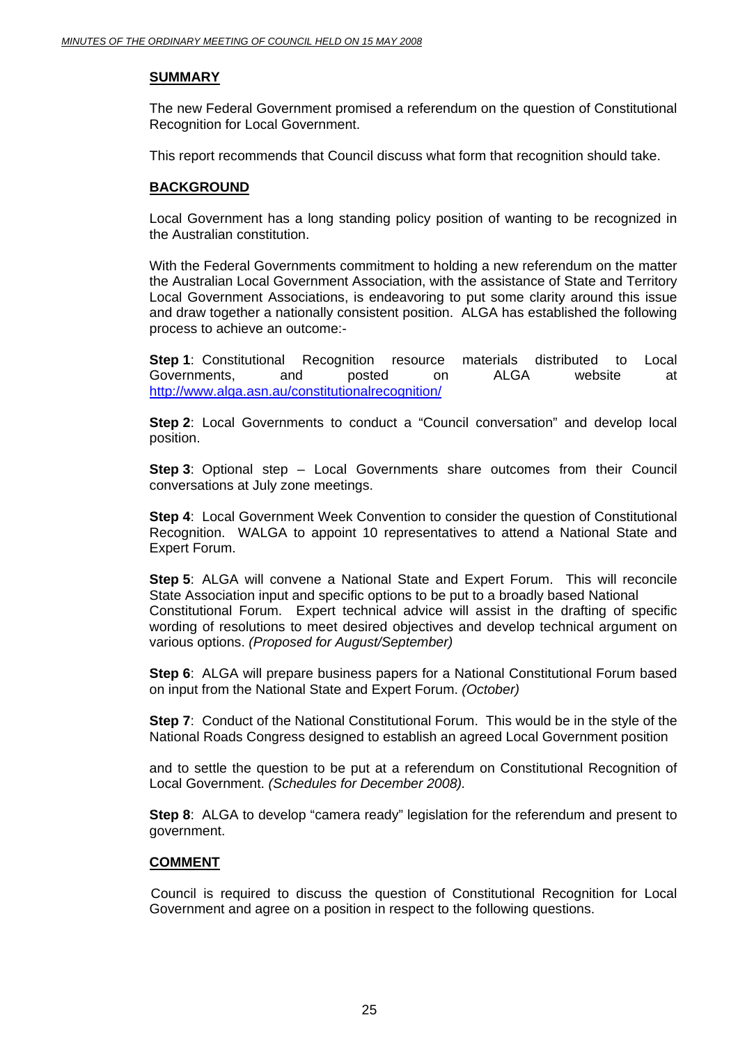## SUMMARY

The new Federal Government promised a referendum on the question of Constitutional Recognition for Local Government.

This report recommends that Council discuss what form that recognition should take.

## BACKGROUND

Local Government has a long standing policy position of wanting to be recognized in the Australian constitution.

With the Federal Governments commitment to holding a new referendum on the matter the Australian Local Government Association, with the assistance of State and Territory Local Government Associations, is endeavoring to put some clarity around this issue and draw together a nationally consistent position. ALGA has established the following process to achieve an outcome:-

**Step 1**: Constitutional Recognition resource materials distributed to Local Governments, and posted on ALGA website at http://www.alga.asn.au/constitutionalrecognition/

**Step 2**: Local Governments to conduct a "Council conversation" and develop local position.

**Step 3**: Optional step – Local Governments share outcomes from their Council conversations at July zone meetings.

**Step 4**: Local Government Week Convention to consider the question of Constitutional Recognition. WALGA to appoint 10 representatives to attend a National State and Expert Forum.

**Step 5**: ALGA will convene a National State and Expert Forum. This will reconcile State Association input and specific options to be put to a broadly based National Constitutional Forum. Expert technical advice will assist in the drafting of specific wording of resolutions to meet desired objectives and develop technical argument on various options. *(Proposed for August/September)*

**Step 6**: ALGA will prepare business papers for a National Constitutional Forum based on input from the National State and Expert Forum. *(October)*

**Step 7**: Conduct of the National Constitutional Forum. This would be in the style of the National Roads Congress designed to establish an agreed Local Government position

and to settle the question to be put at a referendum on Constitutional Recognition of Local Government. *(Schedules for December 2008).*

**Step 8**: ALGA to develop "camera ready" legislation for the referendum and present to government.

## COMMENT

Council is required to discuss the question of Constitutional Recognition for Local Government and agree on a position in respect to the following questions.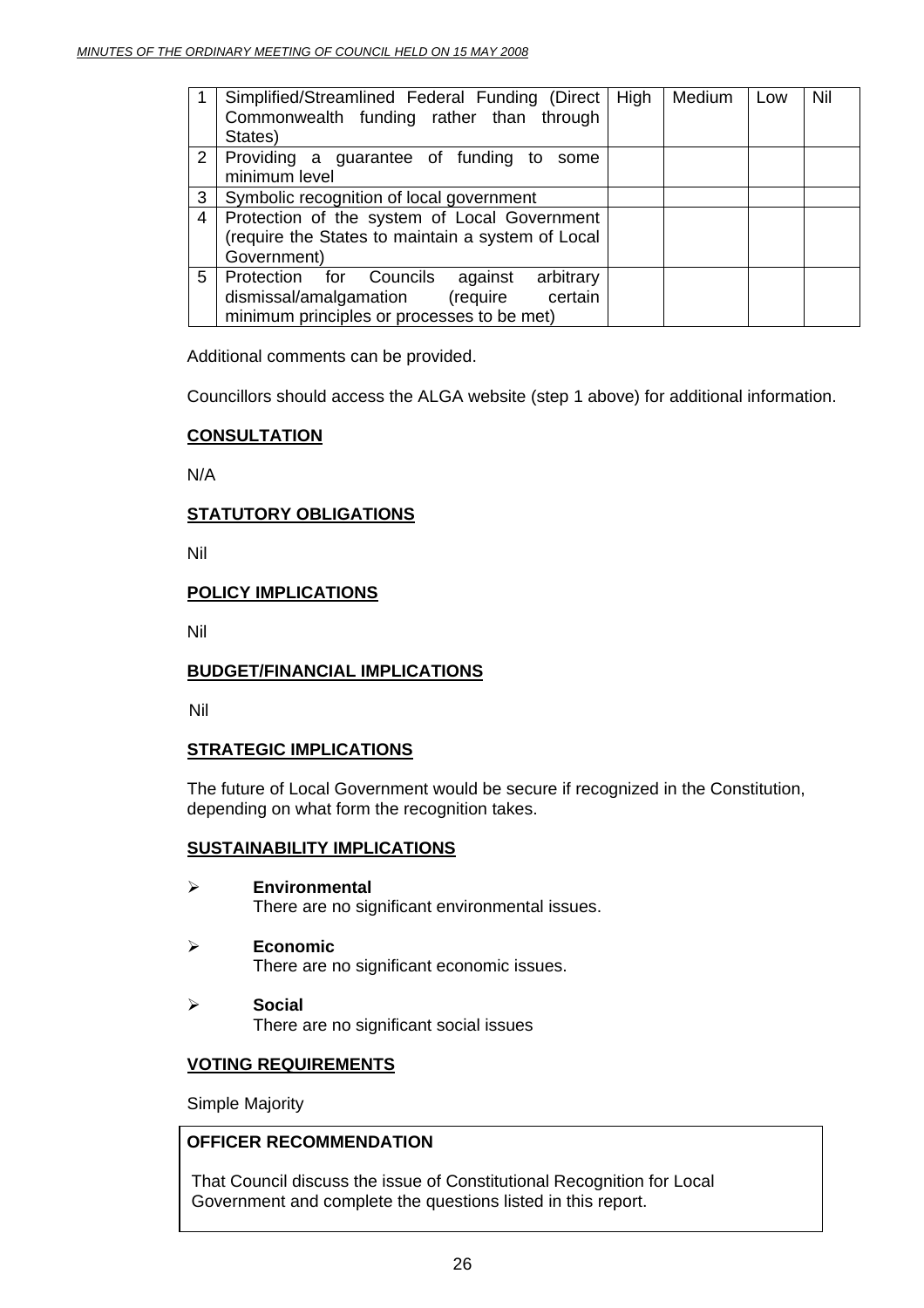| 1 | Simplified/Streamlined Federal Funding (Direct Commonwealth funding rather than through States) | High | Medium | Low | Nil |
|---|---|---|---|---|---|
| 2 | Providing a guarantee of funding to some minimum level | | | | |
| 3 | Symbolic recognition of local government | | | | |
| 4 | Protection of the system of Local Government (require the States to maintain a system of Local Government) | | | | |
| 5 | Protection for Councils against arbitrary dismissal/amalgamation (require certain minimum principles or processes to be met) | | | | |

Additional comments can be provided.

Councillors should access the ALGA website (step 1 above) for additional information.

**CONSULTATION**

N/A

**STATUTORY OBLIGATIONS**

Nil

**POLICY IMPLICATIONS**

Nil

**BUDGET/FINANCIAL IMPLICATIONS**

Nil

**STRATEGIC IMPLICATIONS**

The future of Local Government would be secure if recognized in the Constitution, depending on what form the recognition takes.

**SUSTAINABILITY IMPLICATIONS**

- **Environmental**
  There are no significant environmental issues.
- **Economic**
  There are no significant economic issues.
- **Social**
  There are no significant social issues

**VOTING REQUIREMENTS**

Simple Majority

**OFFICER RECOMMENDATION**

That Council discuss the issue of Constitutional Recognition for Local Government and complete the questions listed in this report.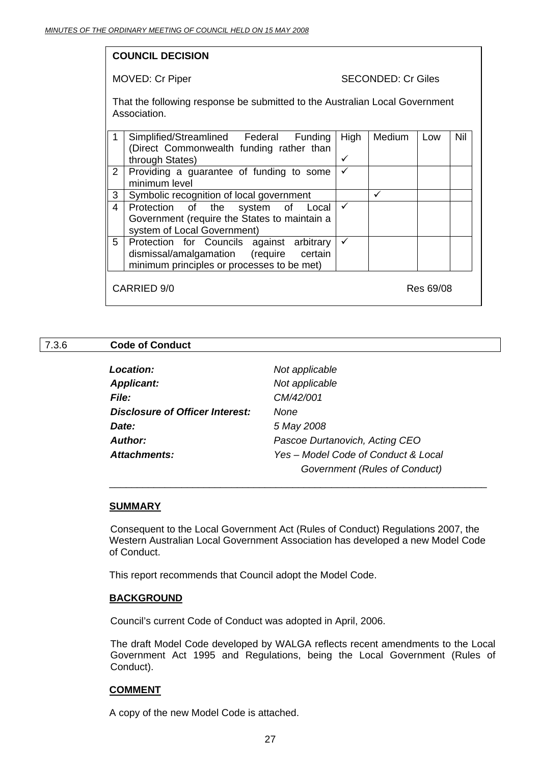**COUNCIL DECISION**

MOVED: Cr Piper SECONDED: Cr Giles

That the following response be submitted to the Australian Local Government Association.

| | | High | Medium | Low | Nil |
|---|---|---|---|---|---|
| 1 | Simplified/Streamlined Federal Funding (Direct Commonwealth funding rather than through States) | ✓ | | | |
| 2 | Providing a guarantee of funding to some minimum level | ✓ | | | |
| 3 | Symbolic recognition of local government | | ✓ | | |
| 4 | Protection of the system of Local Government (require the States to maintain a system of Local Government) | ✓ | | | |
| 5 | Protection for Councils against arbitrary dismissal/amalgamation (require certain minimum principles or processes to be met) | ✓ | | | |

CARRIED 9/0 Res 69/08

## 7.3.6 Code of Conduct

| | |
|---|---|
| ***Location:*** | *Not applicable* |
| ***Applicant:*** | *Not applicable* |
| ***File:*** | *CM/42/001* |
| ***Disclosure of Officer Interest:*** | *None* |
| ***Date:*** | *5 May 2008* |
| ***Author:*** | *Pascoe Durtanovich, Acting CEO* |
| ***Attachments:*** | *Yes – Model Code of Conduct & Local Government (Rules of Conduct)* |

### SUMMARY

Consequent to the Local Government Act (Rules of Conduct) Regulations 2007, the Western Australian Local Government Association has developed a new Model Code of Conduct.

This report recommends that Council adopt the Model Code.

### BACKGROUND

Council's current Code of Conduct was adopted in April, 2006.

The draft Model Code developed by WALGA reflects recent amendments to the Local Government Act 1995 and Regulations, being the Local Government (Rules of Conduct).

### COMMENT

A copy of the new Model Code is attached.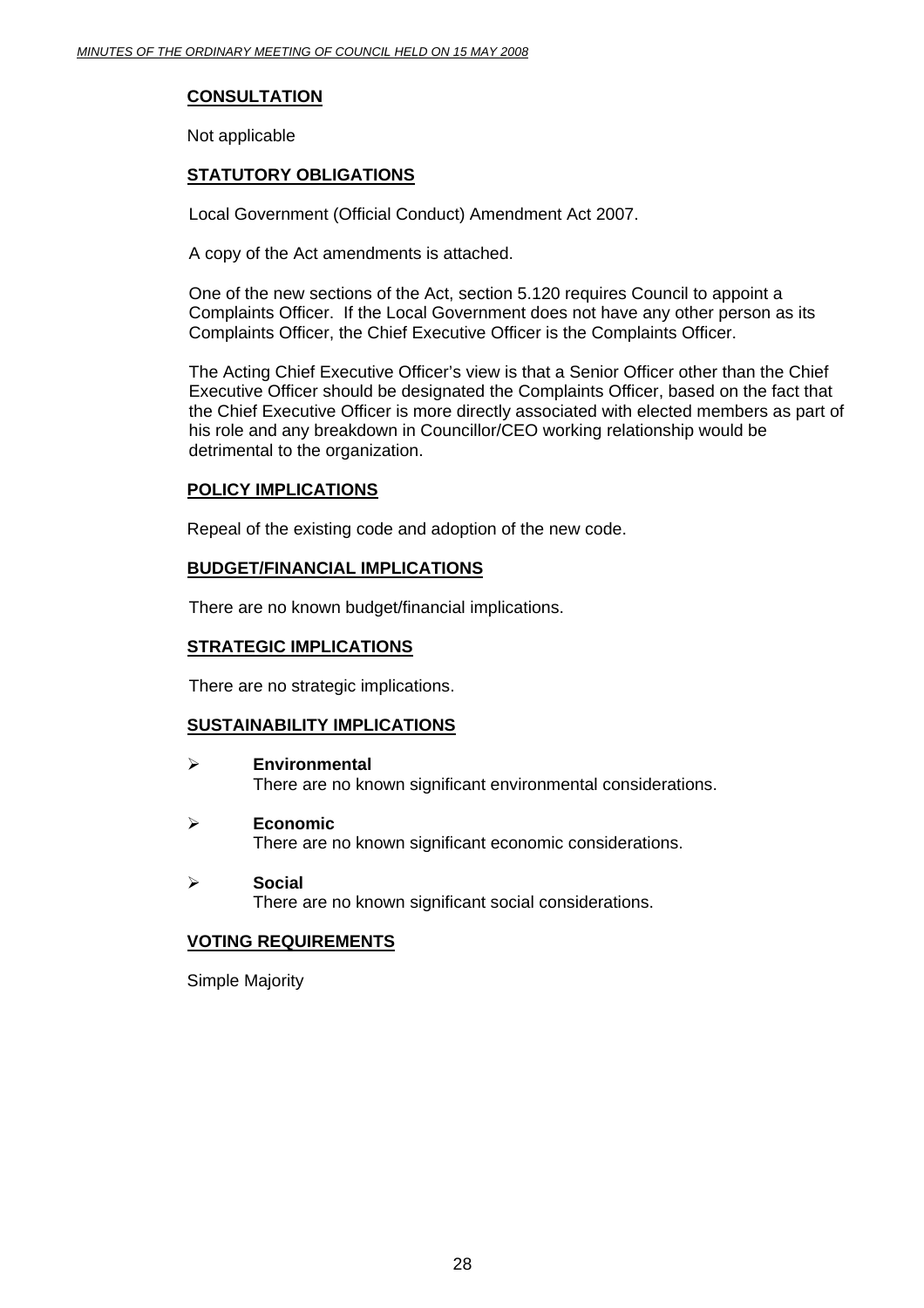## CONSULTATION

Not applicable

## STATUTORY OBLIGATIONS

Local Government (Official Conduct) Amendment Act 2007.

A copy of the Act amendments is attached.

One of the new sections of the Act, section 5.120 requires Council to appoint a Complaints Officer. If the Local Government does not have any other person as its Complaints Officer, the Chief Executive Officer is the Complaints Officer.

The Acting Chief Executive Officer's view is that a Senior Officer other than the Chief Executive Officer should be designated the Complaints Officer, based on the fact that the Chief Executive Officer is more directly associated with elected members as part of his role and any breakdown in Councillor/CEO working relationship would be detrimental to the organization.

## POLICY IMPLICATIONS

Repeal of the existing code and adoption of the new code.

## BUDGET/FINANCIAL IMPLICATIONS

There are no known budget/financial implications.

## STRATEGIC IMPLICATIONS

There are no strategic implications.

## SUSTAINABILITY IMPLICATIONS

- **Environmental**
  There are no known significant environmental considerations.

- **Economic**
  There are no known significant economic considerations.

- **Social**
  There are no known significant social considerations.

## VOTING REQUIREMENTS

Simple Majority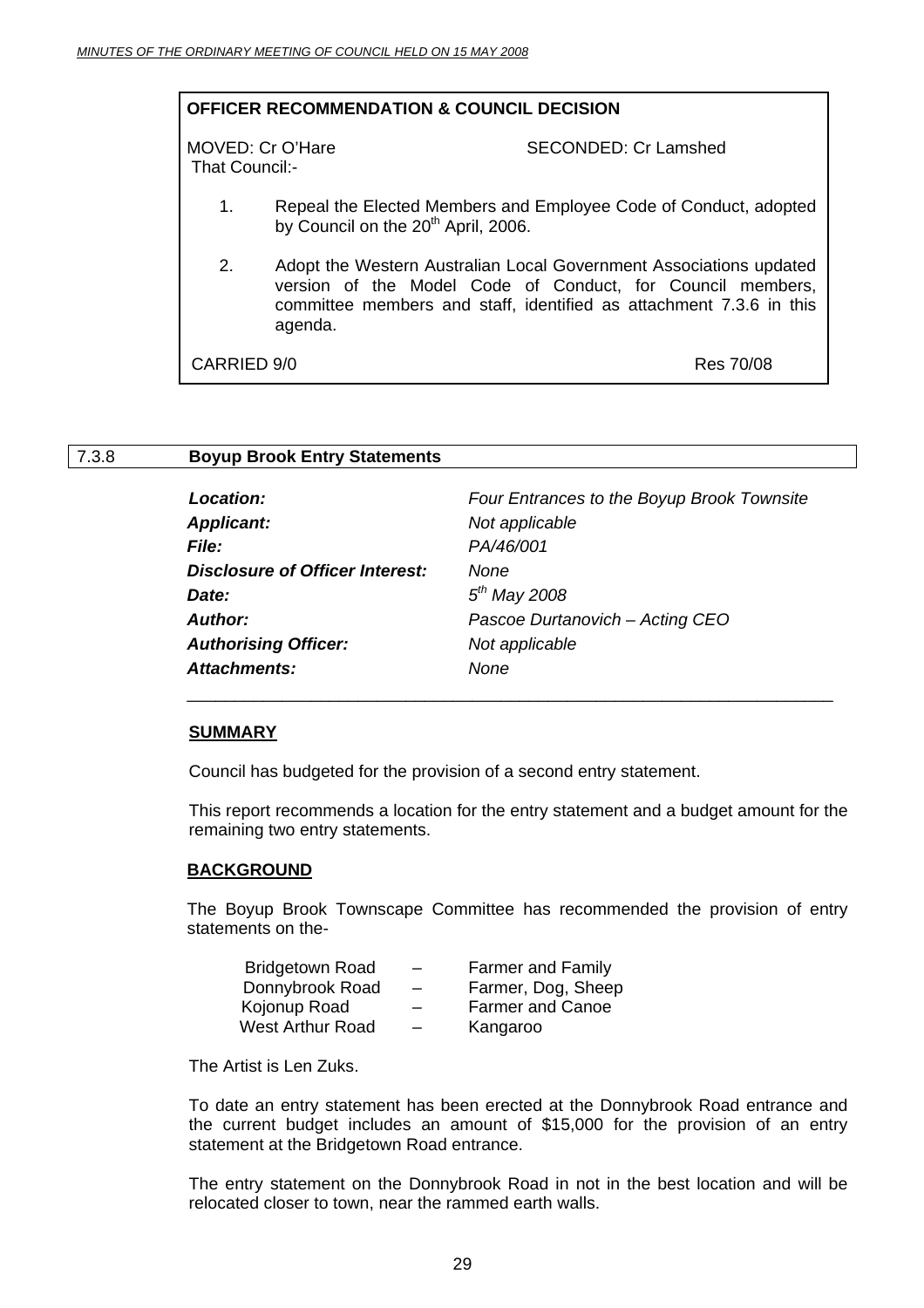**OFFICER RECOMMENDATION & COUNCIL DECISION**

MOVED: Cr O'Hare SECONDED: Cr Lamshed

That Council:-

1. Repeal the Elected Members and Employee Code of Conduct, adopted by Council on the 20th April, 2006.

2. Adopt the Western Australian Local Government Associations updated version of the Model Code of Conduct, for Council members, committee members and staff, identified as attachment 7.3.6 in this agenda.

CARRIED 9/0 Res 70/08

## 7.3.8 Boyup Brook Entry Statements

| | |
|---|---|
| ***Location:*** | *Four Entrances to the Boyup Brook Townsite* |
| ***Applicant:*** | *Not applicable* |
| ***File:*** | *PA/46/001* |
| ***Disclosure of Officer Interest:*** | *None* |
| ***Date:*** | *5th May 2008* |
| ***Author:*** | *Pascoe Durtanovich – Acting CEO* |
| ***Authorising Officer:*** | *Not applicable* |
| ***Attachments:*** | *None* |

**SUMMARY**

Council has budgeted for the provision of a second entry statement.

This report recommends a location for the entry statement and a budget amount for the remaining two entry statements.

**BACKGROUND**

The Boyup Brook Townscape Committee has recommended the provision of entry statements on the-

| | | |
|---|---|---|
| Bridgetown Road | – | Farmer and Family |
| Donnybrook Road | – | Farmer, Dog, Sheep |
| Kojonup Road | – | Farmer and Canoe |
| West Arthur Road | – | Kangaroo |

The Artist is Len Zuks.

To date an entry statement has been erected at the Donnybrook Road entrance and the current budget includes an amount of $15,000 for the provision of an entry statement at the Bridgetown Road entrance.

The entry statement on the Donnybrook Road in not in the best location and will be relocated closer to town, near the rammed earth walls.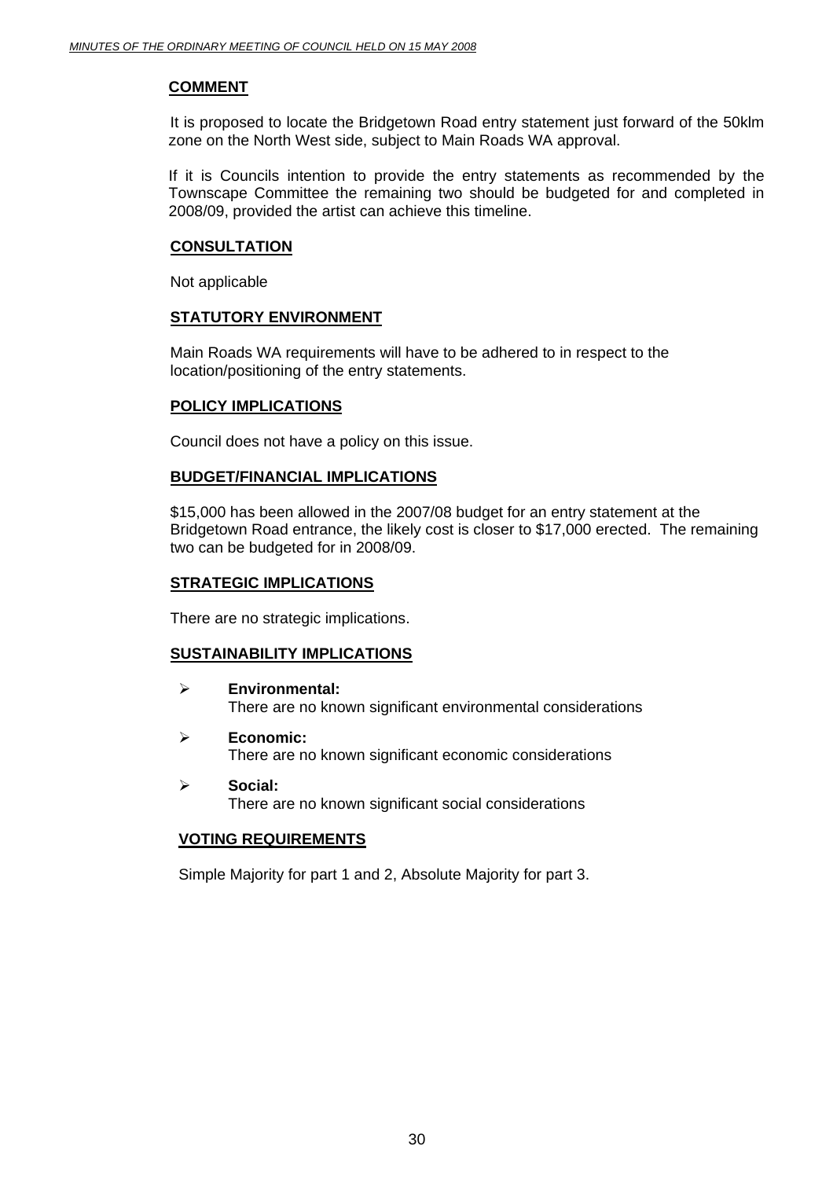## COMMENT

It is proposed to locate the Bridgetown Road entry statement just forward of the 50klm zone on the North West side, subject to Main Roads WA approval.

If it is Councils intention to provide the entry statements as recommended by the Townscape Committee the remaining two should be budgeted for and completed in 2008/09, provided the artist can achieve this timeline.

## CONSULTATION

Not applicable

## STATUTORY ENVIRONMENT

Main Roads WA requirements will have to be adhered to in respect to the location/positioning of the entry statements.

## POLICY IMPLICATIONS

Council does not have a policy on this issue.

## BUDGET/FINANCIAL IMPLICATIONS

$15,000 has been allowed in the 2007/08 budget for an entry statement at the Bridgetown Road entrance, the likely cost is closer to $17,000 erected. The remaining two can be budgeted for in 2008/09.

## STRATEGIC IMPLICATIONS

There are no strategic implications.

## SUSTAINABILITY IMPLICATIONS

- **Environmental:**
  There are no known significant environmental considerations
- **Economic:**
  There are no known significant economic considerations
- **Social:**
  There are no known significant social considerations

## VOTING REQUIREMENTS

Simple Majority for part 1 and 2, Absolute Majority for part 3.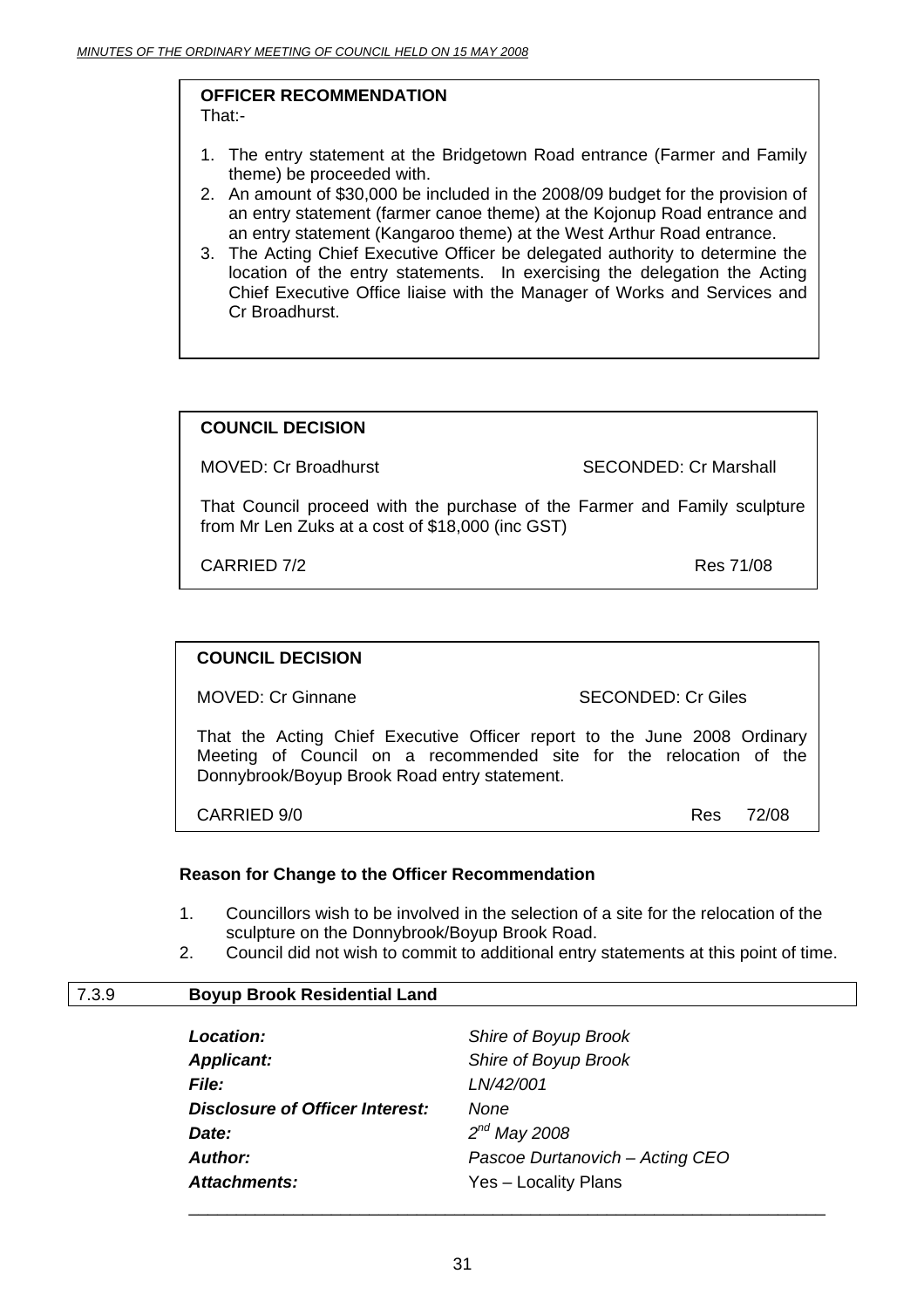**OFFICER RECOMMENDATION**

That:-

1. The entry statement at the Bridgetown Road entrance (Farmer and Family theme) be proceeded with.
2. An amount of $30,000 be included in the 2008/09 budget for the provision of an entry statement (farmer canoe theme) at the Kojonup Road entrance and an entry statement (Kangaroo theme) at the West Arthur Road entrance.
3. The Acting Chief Executive Officer be delegated authority to determine the location of the entry statements. In exercising the delegation the Acting Chief Executive Office liaise with the Manager of Works and Services and Cr Broadhurst.

**COUNCIL DECISION**

MOVED: Cr Broadhurst SECONDED: Cr Marshall

That Council proceed with the purchase of the Farmer and Family sculpture from Mr Len Zuks at a cost of $18,000 (inc GST)

CARRIED 7/2 Res 71/08

**COUNCIL DECISION**

MOVED: Cr Ginnane SECONDED: Cr Giles

That the Acting Chief Executive Officer report to the June 2008 Ordinary Meeting of Council on a recommended site for the relocation of the Donnybrook/Boyup Brook Road entry statement.

CARRIED 9/0 Res 72/08

**Reason for Change to the Officer Recommendation**

1. Councillors wish to be involved in the selection of a site for the relocation of the sculpture on the Donnybrook/Boyup Brook Road.
2. Council did not wish to commit to additional entry statements at this point of time.

## 7.3.9 Boyup Brook Residential Land

| | |
|---|---|
| ***Location:*** | *Shire of Boyup Brook* |
| ***Applicant:*** | *Shire of Boyup Brook* |
| ***File:*** | *LN/42/001* |
| ***Disclosure of Officer Interest:*** | *None* |
| ***Date:*** | *2nd May 2008* |
| ***Author:*** | *Pascoe Durtanovich – Acting CEO* |
| ***Attachments:*** | Yes – Locality Plans |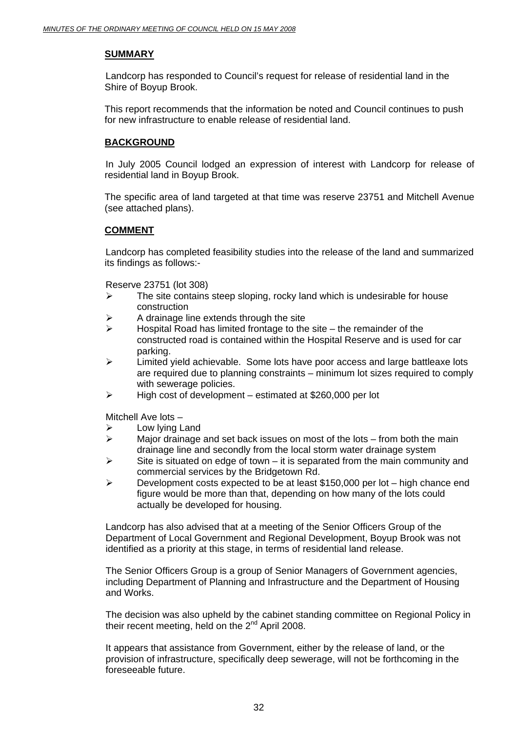## SUMMARY

Landcorp has responded to Council's request for release of residential land in the Shire of Boyup Brook.

This report recommends that the information be noted and Council continues to push for new infrastructure to enable release of residential land.

## BACKGROUND

In July 2005 Council lodged an expression of interest with Landcorp for release of residential land in Boyup Brook.

The specific area of land targeted at that time was reserve 23751 and Mitchell Avenue (see attached plans).

## COMMENT

Landcorp has completed feasibility studies into the release of the land and summarized its findings as follows:-

Reserve 23751 (lot 308)

- The site contains steep sloping, rocky land which is undesirable for house construction
- A drainage line extends through the site
- Hospital Road has limited frontage to the site – the remainder of the constructed road is contained within the Hospital Reserve and is used for car parking.
- Limited yield achievable. Some lots have poor access and large battleaxe lots are required due to planning constraints – minimum lot sizes required to comply with sewerage policies.
- High cost of development – estimated at $260,000 per lot

Mitchell Ave lots –

- Low lying Land
- Major drainage and set back issues on most of the lots – from both the main drainage line and secondly from the local storm water drainage system
- Site is situated on edge of town – it is separated from the main community and commercial services by the Bridgetown Rd.
- Development costs expected to be at least $150,000 per lot – high chance end figure would be more than that, depending on how many of the lots could actually be developed for housing.

Landcorp has also advised that at a meeting of the Senior Officers Group of the Department of Local Government and Regional Development, Boyup Brook was not identified as a priority at this stage, in terms of residential land release.

The Senior Officers Group is a group of Senior Managers of Government agencies, including Department of Planning and Infrastructure and the Department of Housing and Works.

The decision was also upheld by the cabinet standing committee on Regional Policy in their recent meeting, held on the 2nd April 2008.

It appears that assistance from Government, either by the release of land, or the provision of infrastructure, specifically deep sewerage, will not be forthcoming in the foreseeable future.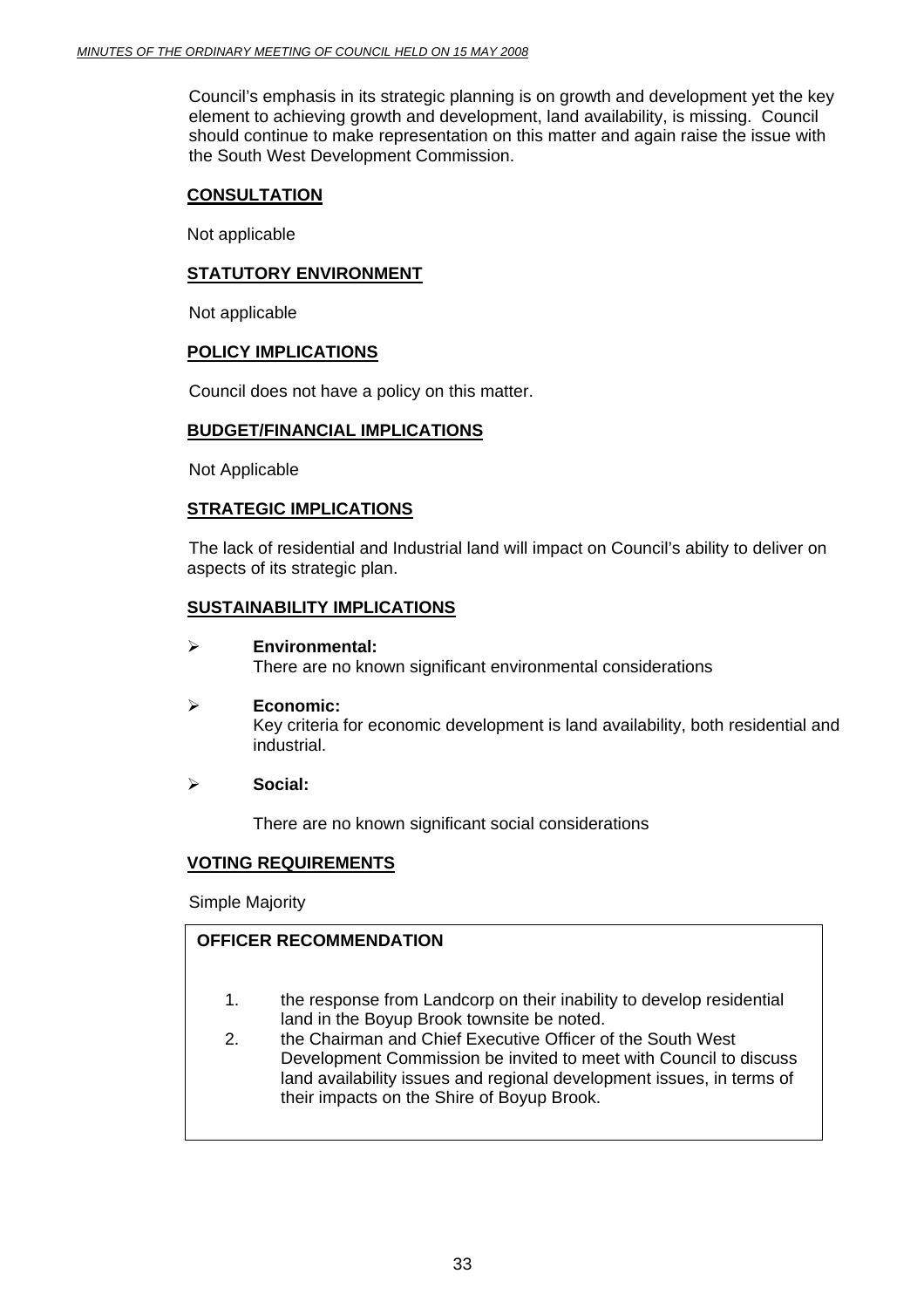Council's emphasis in its strategic planning is on growth and development yet the key element to achieving growth and development, land availability, is missing. Council should continue to make representation on this matter and again raise the issue with the South West Development Commission.

## CONSULTATION

Not applicable

## STATUTORY ENVIRONMENT

Not applicable

## POLICY IMPLICATIONS

Council does not have a policy on this matter.

## BUDGET/FINANCIAL IMPLICATIONS

Not Applicable

## STRATEGIC IMPLICATIONS

The lack of residential and Industrial land will impact on Council's ability to deliver on aspects of its strategic plan.

## SUSTAINABILITY IMPLICATIONS

- **Environmental:**
  There are no known significant environmental considerations

- **Economic:**
  Key criteria for economic development is land availability, both residential and industrial.

- **Social:**

  There are no known significant social considerations

## VOTING REQUIREMENTS

Simple Majority

**OFFICER RECOMMENDATION**

1. the response from Landcorp on their inability to develop residential land in the Boyup Brook townsite be noted.
2. the Chairman and Chief Executive Officer of the South West Development Commission be invited to meet with Council to discuss land availability issues and regional development issues, in terms of their impacts on the Shire of Boyup Brook.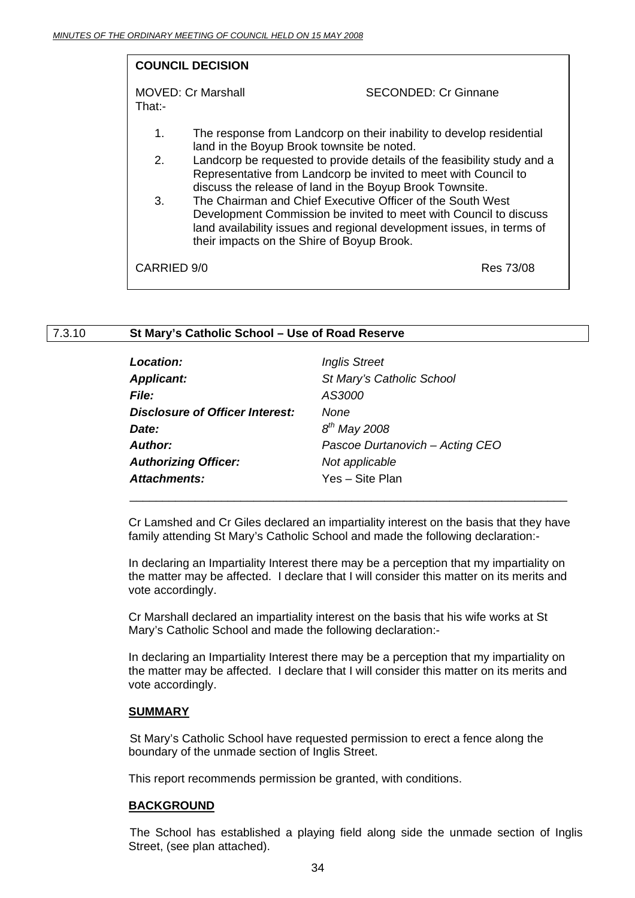**COUNCIL DECISION**

MOVED: Cr Marshall SECONDED: Cr Ginnane

That:-

1. The response from Landcorp on their inability to develop residential land in the Boyup Brook townsite be noted.
2. Landcorp be requested to provide details of the feasibility study and a Representative from Landcorp be invited to meet with Council to discuss the release of land in the Boyup Brook Townsite.
3. The Chairman and Chief Executive Officer of the South West Development Commission be invited to meet with Council to discuss land availability issues and regional development issues, in terms of their impacts on the Shire of Boyup Brook.

CARRIED 9/0 Res 73/08

## 7.3.10 St Mary's Catholic School – Use of Road Reserve

| | |
|---|---|
| ***Location:*** | *Inglis Street* |
| ***Applicant:*** | *St Mary's Catholic School* |
| ***File:*** | *AS3000* |
| ***Disclosure of Officer Interest:*** | *None* |
| ***Date:*** | *8th May 2008* |
| ***Author:*** | *Pascoe Durtanovich – Acting CEO* |
| ***Authorizing Officer:*** | *Not applicable* |
| ***Attachments:*** | Yes – Site Plan |

Cr Lamshed and Cr Giles declared an impartiality interest on the basis that they have family attending St Mary's Catholic School and made the following declaration:-

In declaring an Impartiality Interest there may be a perception that my impartiality on the matter may be affected. I declare that I will consider this matter on its merits and vote accordingly.

Cr Marshall declared an impartiality interest on the basis that his wife works at St Mary's Catholic School and made the following declaration:-

In declaring an Impartiality Interest there may be a perception that my impartiality on the matter may be affected. I declare that I will consider this matter on its merits and vote accordingly.

### SUMMARY

St Mary's Catholic School have requested permission to erect a fence along the boundary of the unmade section of Inglis Street.

This report recommends permission be granted, with conditions.

### BACKGROUND

The School has established a playing field along side the unmade section of Inglis Street, (see plan attached).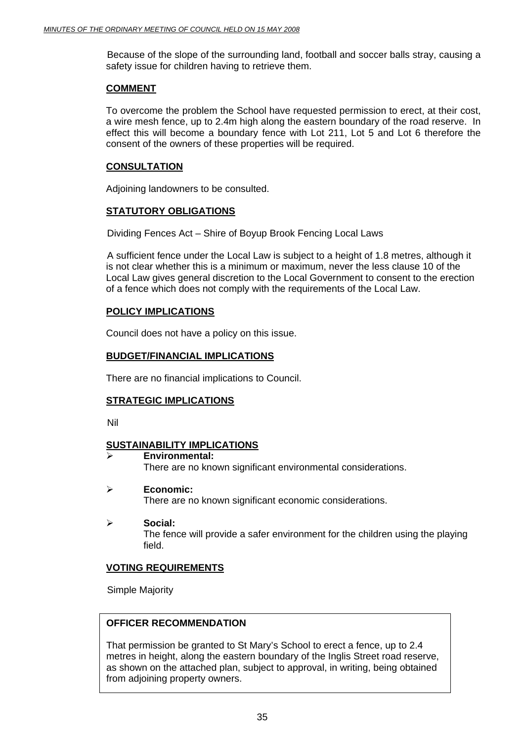Because of the slope of the surrounding land, football and soccer balls stray, causing a safety issue for children having to retrieve them.

## COMMENT

To overcome the problem the School have requested permission to erect, at their cost, a wire mesh fence, up to 2.4m high along the eastern boundary of the road reserve. In effect this will become a boundary fence with Lot 211, Lot 5 and Lot 6 therefore the consent of the owners of these properties will be required.

## CONSULTATION

Adjoining landowners to be consulted.

## STATUTORY OBLIGATIONS

Dividing Fences Act – Shire of Boyup Brook Fencing Local Laws

A sufficient fence under the Local Law is subject to a height of 1.8 metres, although it is not clear whether this is a minimum or maximum, never the less clause 10 of the Local Law gives general discretion to the Local Government to consent to the erection of a fence which does not comply with the requirements of the Local Law.

## POLICY IMPLICATIONS

Council does not have a policy on this issue.

## BUDGET/FINANCIAL IMPLICATIONS

There are no financial implications to Council.

## STRATEGIC IMPLICATIONS

Nil

## SUSTAINABILITY IMPLICATIONS

- **Environmental:**
  There are no known significant environmental considerations.

- **Economic:**
  There are no known significant economic considerations.

- **Social:**
  The fence will provide a safer environment for the children using the playing field.

## VOTING REQUIREMENTS

Simple Majority

**OFFICER RECOMMENDATION**

That permission be granted to St Mary's School to erect a fence, up to 2.4 metres in height, along the eastern boundary of the Inglis Street road reserve, as shown on the attached plan, subject to approval, in writing, being obtained from adjoining property owners.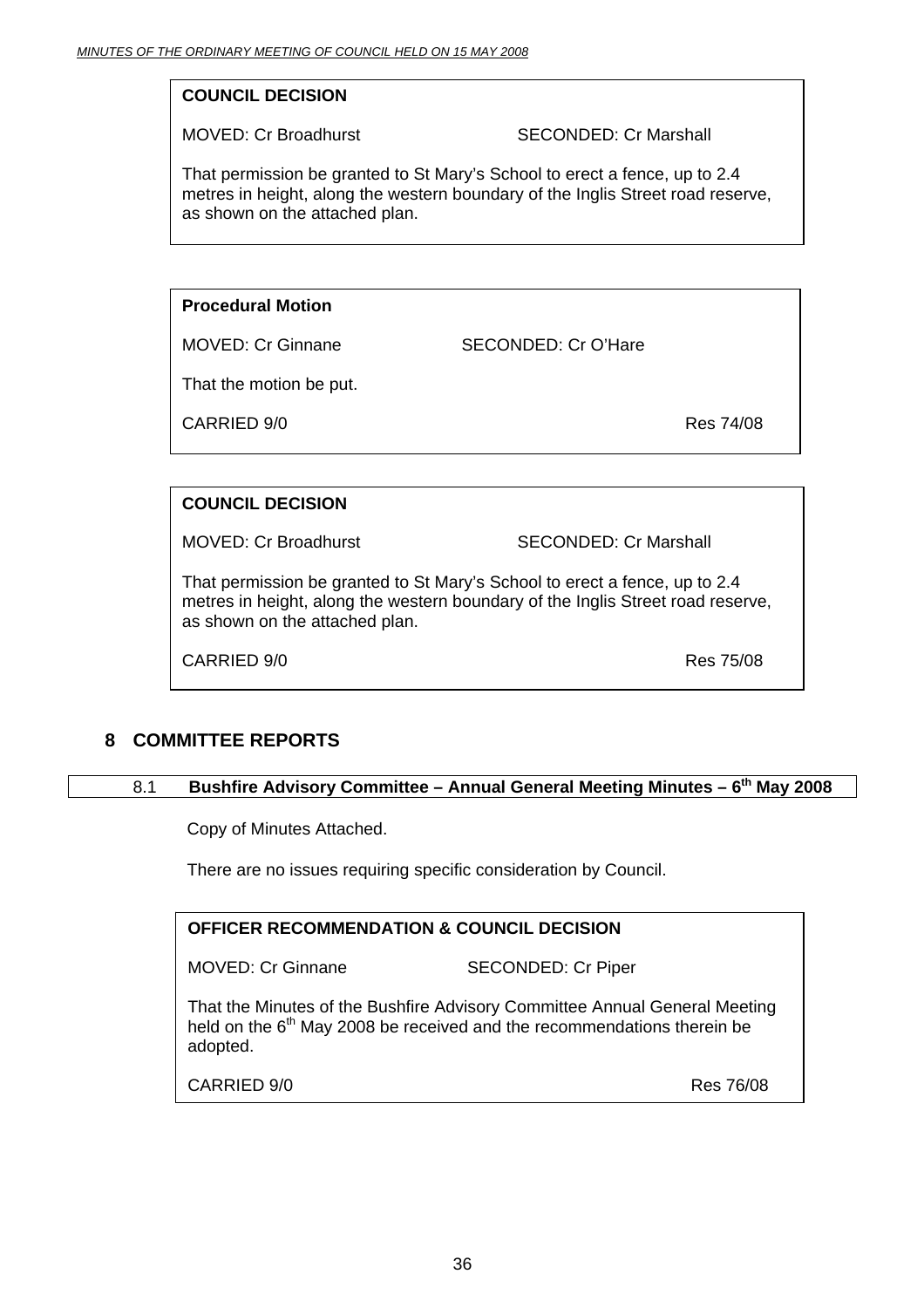**COUNCIL DECISION**

MOVED: Cr Broadhurst SECONDED: Cr Marshall

That permission be granted to St Mary's School to erect a fence, up to 2.4 metres in height, along the western boundary of the Inglis Street road reserve, as shown on the attached plan.

**Procedural Motion**

MOVED: Cr Ginnane SECONDED: Cr O'Hare

That the motion be put.

CARRIED 9/0 Res 74/08

**COUNCIL DECISION**

MOVED: Cr Broadhurst SECONDED: Cr Marshall

That permission be granted to St Mary's School to erect a fence, up to 2.4 metres in height, along the western boundary of the Inglis Street road reserve, as shown on the attached plan.

CARRIED 9/0 Res 75/08

## 8 COMMITTEE REPORTS

### 8.1 Bushfire Advisory Committee – Annual General Meeting Minutes – 6th May 2008

Copy of Minutes Attached.

There are no issues requiring specific consideration by Council.

**OFFICER RECOMMENDATION & COUNCIL DECISION**

MOVED: Cr Ginnane SECONDED: Cr Piper

That the Minutes of the Bushfire Advisory Committee Annual General Meeting held on the 6th May 2008 be received and the recommendations therein be adopted.

CARRIED 9/0 Res 76/08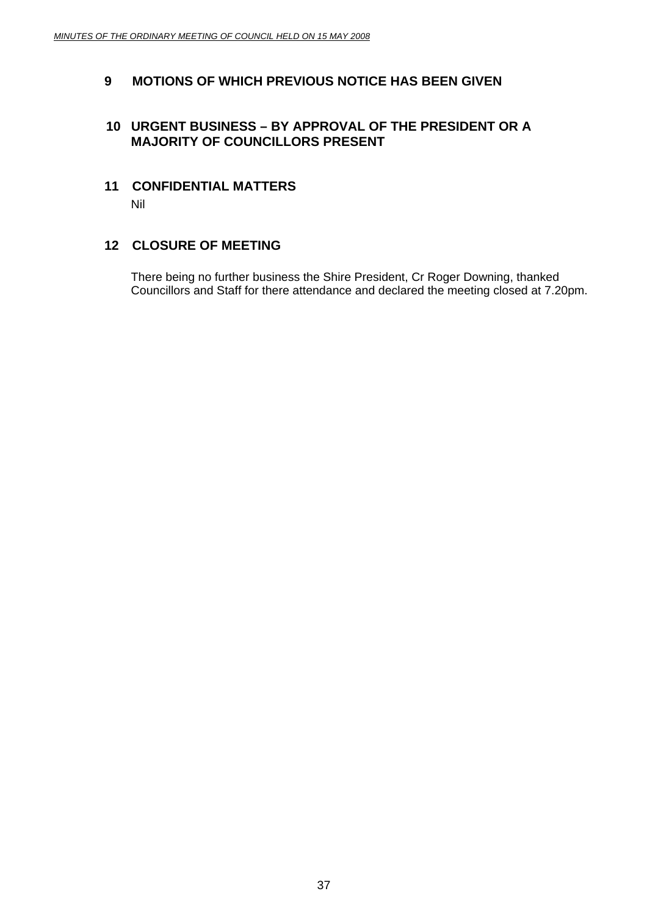## 9 MOTIONS OF WHICH PREVIOUS NOTICE HAS BEEN GIVEN

## 10 URGENT BUSINESS – BY APPROVAL OF THE PRESIDENT OR A MAJORITY OF COUNCILLORS PRESENT

## 11 CONFIDENTIAL MATTERS

Nil

## 12 CLOSURE OF MEETING

There being no further business the Shire President, Cr Roger Downing, thanked Councillors and Staff for there attendance and declared the meeting closed at 7.20pm.